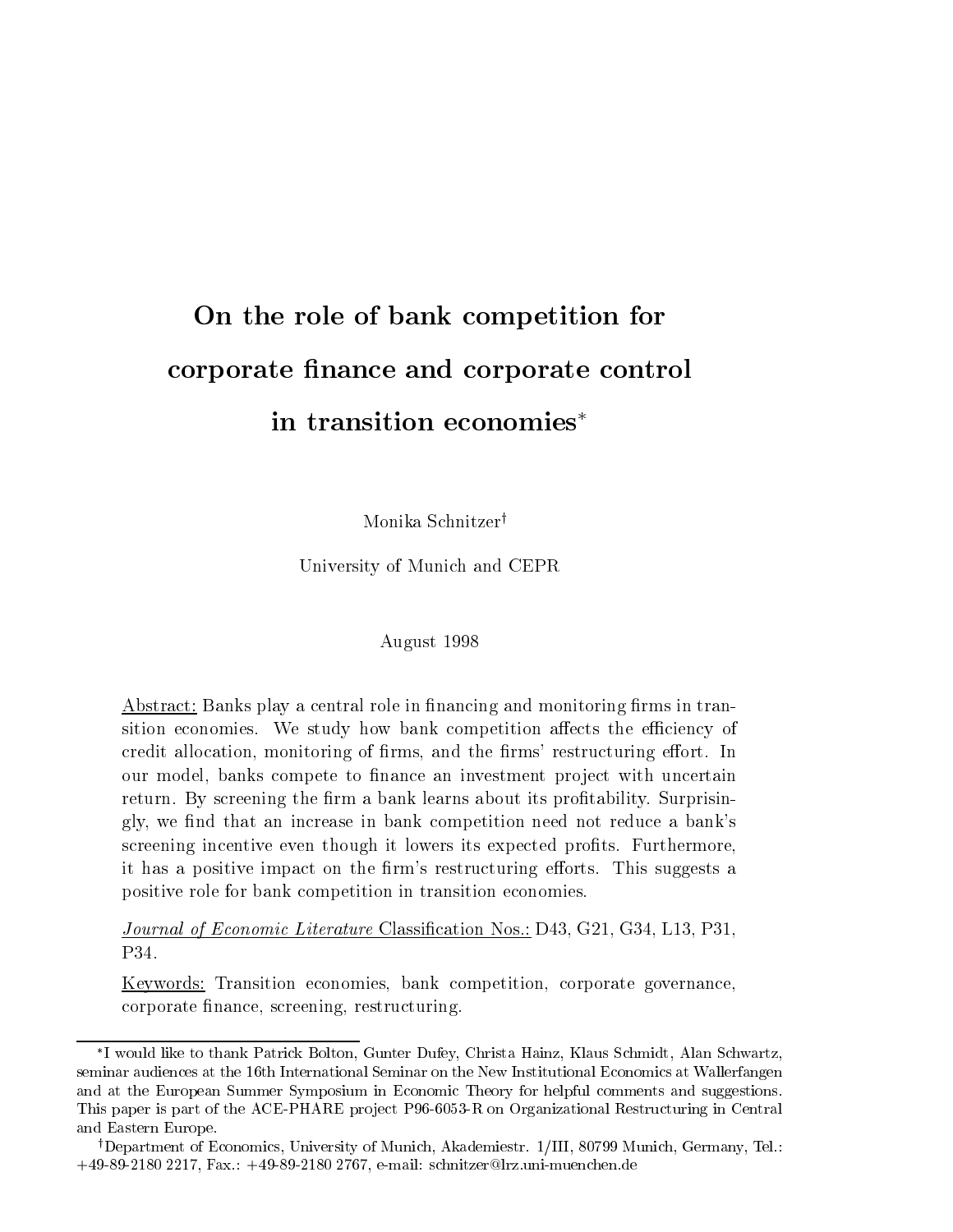# On the role of bank competition for corporate finance and corporate control in transition economies*

Monika Schnitzer†

University of Munich and CEPR

August 1998

Abstract: Banks play a central role in financing and monitoring firms in transition economies. We study how bank competition affects the efficiency of credit allocation, monitoring of firms, and the firms' restructuring effort. In our model, banks compete to finance an investment project with uncertain return. By screening the firm a bank learns about its profitability. Surprisingly, we find that an increase in bank competition need not reduce a bank's screening incentive even though it lowers its expected profits. Furthermore, it has a positive impact on the firm's restructuring efforts. This suggests a positive role for bank competition in transition economies.

*Journal of Economic Literature* Classification Nos.: D43, G21, G34, L13, P31, P34.

Keywords: Transition economies, bank competition, corporate governance, corporate finance, screening, restructuring.

---

*I would like to thank Patrick Bolton, Gunter Dufey, Christa Hainz, Klaus Schmidt, Alan Schwartz, seminar audiences at the 16th International Seminar on the New Institutional Economics at Wallerfangen and at the European Summer Symposium in Economic Theory for helpful comments and suggestions. This paper is part of the ACE-PHARE project P96-6053-R on Organizational Restructuring in Central and Eastern Europe.

†Department of Economics, University of Munich, Akademiestr. 1/III, 80799 Munich, Germany, Tel.: +49-89-2180 2217, Fax.: +49-89-2180 2767, e-mail: schnitzer@lrz.uni-muenchen.de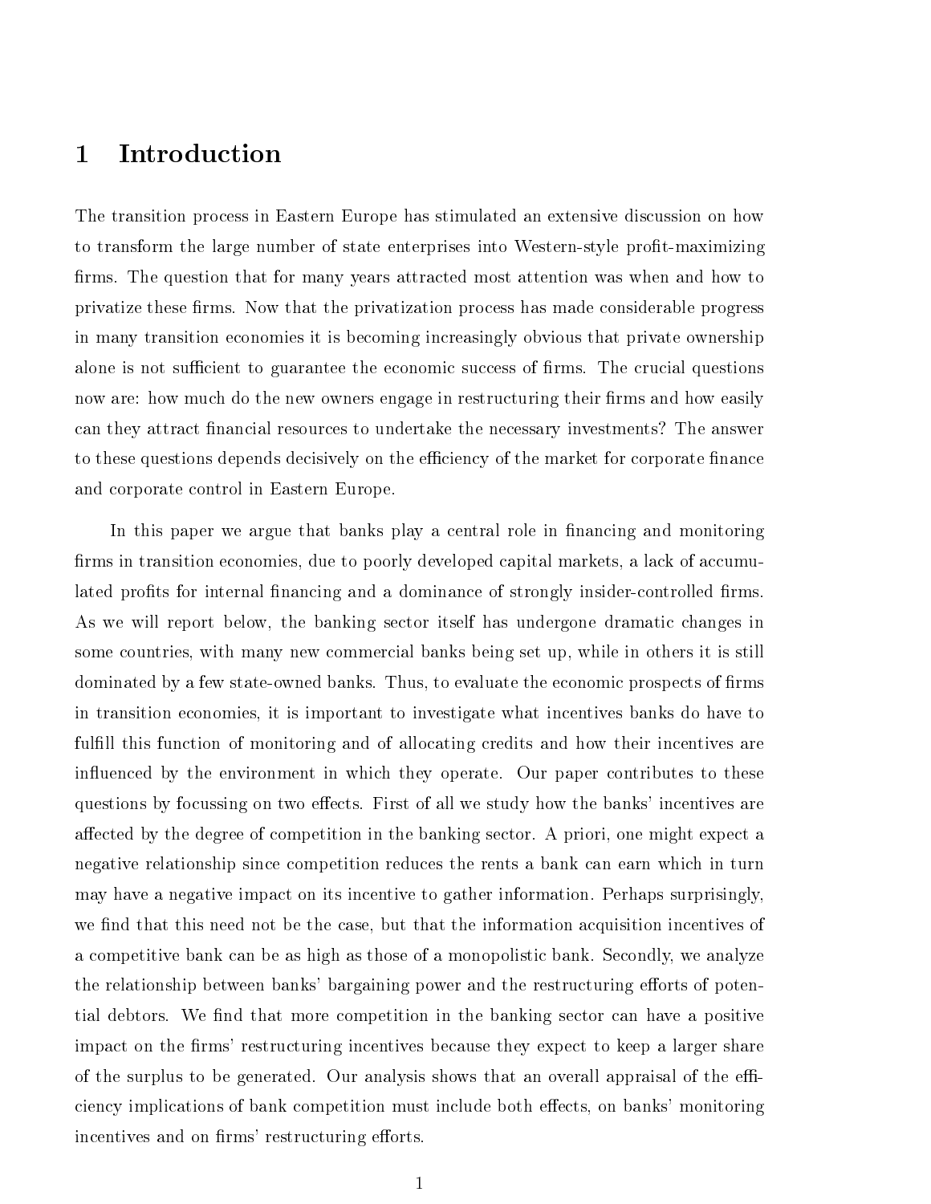# 1 Introduction

The transition process in Eastern Europe has stimulated an extensive discussion on how to transform the large number of state enterprises into Western-style profit-maximizing firms. The question that for many years attracted most attention was when and how to privatize these firms. Now that the privatization process has made considerable progress in many transition economies it is becoming increasingly obvious that private ownership alone is not sufficient to guarantee the economic success of firms. The crucial questions now are: how much do the new owners engage in restructuring their firms and how easily can they attract financial resources to undertake the necessary investments? The answer to these questions depends decisively on the efficiency of the market for corporate finance and corporate control in Eastern Europe.

In this paper we argue that banks play a central role in financing and monitoring firms in transition economies, due to poorly developed capital markets, a lack of accumulated profits for internal financing and a dominance of strongly insider-controlled firms. As we will report below, the banking sector itself has undergone dramatic changes in some countries, with many new commercial banks being set up, while in others it is still dominated by a few state-owned banks. Thus, to evaluate the economic prospects of firms in transition economies, it is important to investigate what incentives banks do have to fulfill this function of monitoring and of allocating credits and how their incentives are influenced by the environment in which they operate. Our paper contributes to these questions by focussing on two effects. First of all we study how the banks' incentives are affected by the degree of competition in the banking sector. A priori, one might expect a negative relationship since competition reduces the rents a bank can earn which in turn may have a negative impact on its incentive to gather information. Perhaps surprisingly, we find that this need not be the case, but that the information acquisition incentives of a competitive bank can be as high as those of a monopolistic bank. Secondly, we analyze the relationship between banks' bargaining power and the restructuring efforts of potential debtors. We find that more competition in the banking sector can have a positive impact on the firms' restructuring incentives because they expect to keep a larger share of the surplus to be generated. Our analysis shows that an overall appraisal of the efficiency implications of bank competition must include both effects, on banks' monitoring incentives and on firms' restructuring efforts.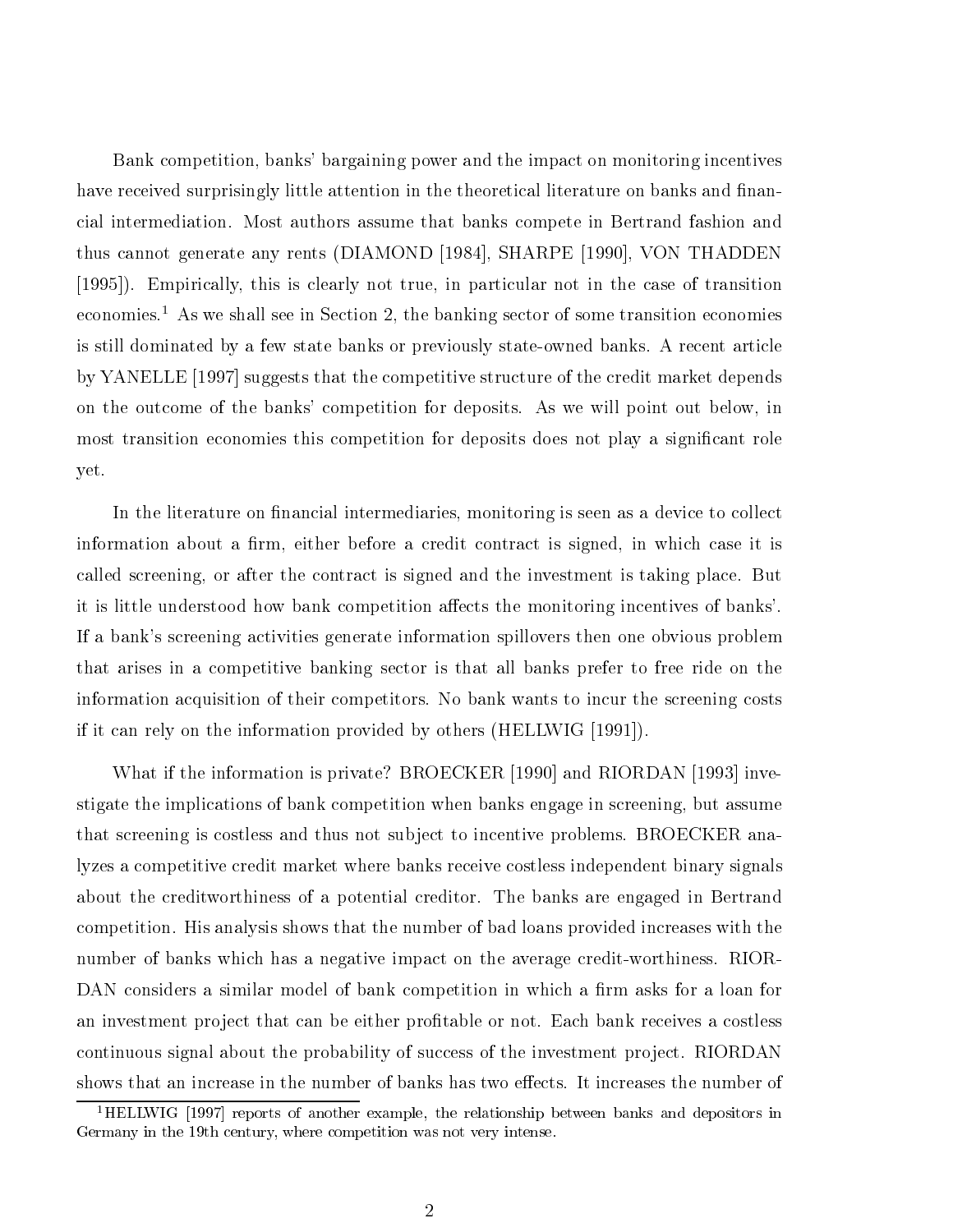Bank competition, banks' bargaining power and the impact on monitoring incentives have received surprisingly little attention in the theoretical literature on banks and financial intermediation. Most authors assume that banks compete in Bertrand fashion and thus cannot generate any rents (DIAMOND [1984], SHARPE [1990], VON THADDEN [1995]). Empirically, this is clearly not true, in particular not in the case of transition economies.[1] As we shall see in Section 2, the banking sector of some transition economies is still dominated by a few state banks or previously state-owned banks. A recent article by YANELLE [1997] suggests that the competitive structure of the credit market depends on the outcome of the banks' competition for deposits. As we will point out below, in most transition economies this competition for deposits does not play a significant role yet.

In the literature on financial intermediaries, monitoring is seen as a device to collect information about a firm, either before a credit contract is signed, in which case it is called screening, or after the contract is signed and the investment is taking place. But it is little understood how bank competition affects the monitoring incentives of banks'. If a bank's screening activities generate information spillovers then one obvious problem that arises in a competitive banking sector is that all banks prefer to free ride on the information acquisition of their competitors. No bank wants to incur the screening costs if it can rely on the information provided by others (HELLWIG [1991]).

What if the information is private? BROECKER [1990] and RIORDAN [1993] investigate the implications of bank competition when banks engage in screening, but assume that screening is costless and thus not subject to incentive problems. BROECKER analyzes a competitive credit market where banks receive costless independent binary signals about the creditworthiness of a potential creditor. The banks are engaged in Bertrand competition. His analysis shows that the number of bad loans provided increases with the number of banks which has a negative impact on the average credit-worthiness. RIORDAN considers a similar model of bank competition in which a firm asks for a loan for an investment project that can be either profitable or not. Each bank receives a costless continuous signal about the probability of success of the investment project. RIORDAN shows that an increase in the number of banks has two effects. It increases the number of

[1] HELLWIG [1997] reports of another example, the relationship between banks and depositors in Germany in the 19th century, where competition was not very intense.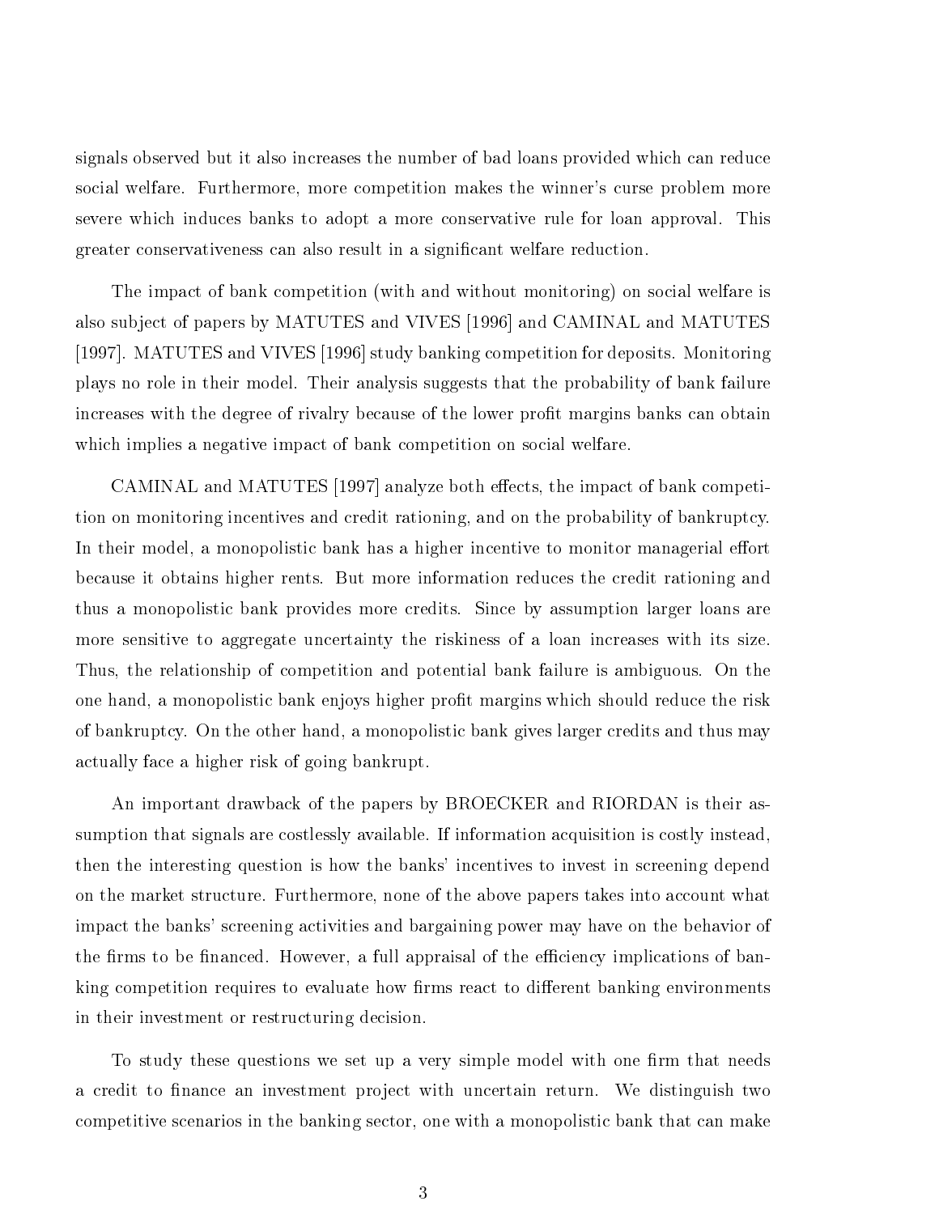signals observed but it also increases the number of bad loans provided which can reduce social welfare. Furthermore, more competition makes the winner's curse problem more severe which induces banks to adopt a more conservative rule for loan approval. This greater conservativeness can also result in a significant welfare reduction.

The impact of bank competition (with and without monitoring) on social welfare is also subject of papers by MATUTES and VIVES [1996] and CAMINAL and MATUTES [1997]. MATUTES and VIVES [1996] study banking competition for deposits. Monitoring plays no role in their model. Their analysis suggests that the probability of bank failure increases with the degree of rivalry because of the lower profit margins banks can obtain which implies a negative impact of bank competition on social welfare.

CAMINAL and MATUTES [1997] analyze both effects, the impact of bank competition on monitoring incentives and credit rationing, and on the probability of bankruptcy. In their model, a monopolistic bank has a higher incentive to monitor managerial effort because it obtains higher rents. But more information reduces the credit rationing and thus a monopolistic bank provides more credits. Since by assumption larger loans are more sensitive to aggregate uncertainty the riskiness of a loan increases with its size. Thus, the relationship of competition and potential bank failure is ambiguous. On the one hand, a monopolistic bank enjoys higher profit margins which should reduce the risk of bankruptcy. On the other hand, a monopolistic bank gives larger credits and thus may actually face a higher risk of going bankrupt.

An important drawback of the papers by BROECKER and RIORDAN is their assumption that signals are costlessly available. If information acquisition is costly instead, then the interesting question is how the banks' incentives to invest in screening depend on the market structure. Furthermore, none of the above papers takes into account what impact the banks' screening activities and bargaining power may have on the behavior of the firms to be financed. However, a full appraisal of the efficiency implications of banking competition requires to evaluate how firms react to different banking environments in their investment or restructuring decision.

To study these questions we set up a very simple model with one firm that needs a credit to finance an investment project with uncertain return. We distinguish two competitive scenarios in the banking sector, one with a monopolistic bank that can make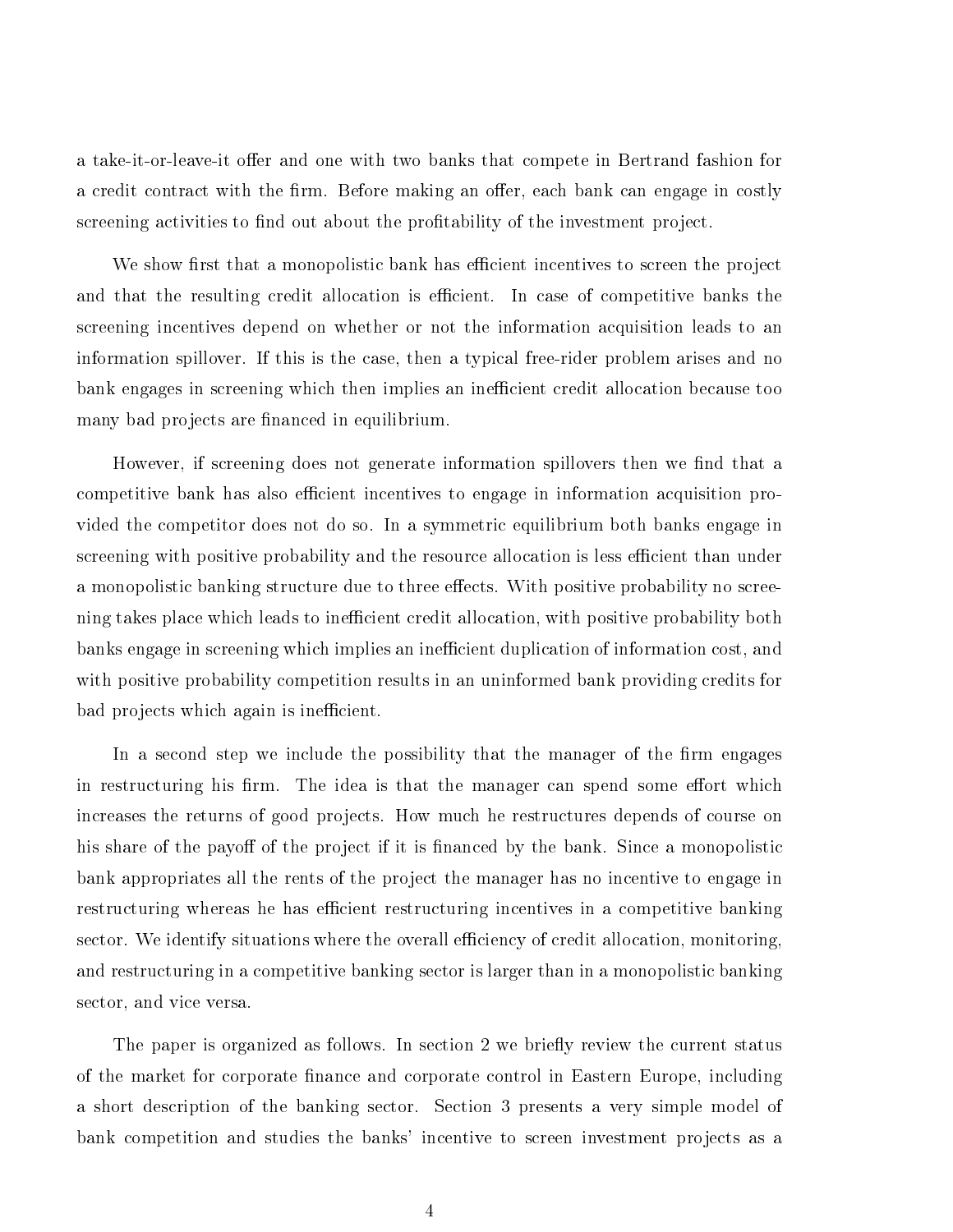a take-it-or-leave-it offer and one with two banks that compete in Bertrand fashion for a credit contract with the firm. Before making an offer, each bank can engage in costly screening activities to find out about the profitability of the investment project.

We show first that a monopolistic bank has efficient incentives to screen the project and that the resulting credit allocation is efficient. In case of competitive banks the screening incentives depend on whether or not the information acquisition leads to an information spillover. If this is the case, then a typical free-rider problem arises and no bank engages in screening which then implies an inefficient credit allocation because too many bad projects are financed in equilibrium.

However, if screening does not generate information spillovers then we find that a competitive bank has also efficient incentives to engage in information acquisition provided the competitor does not do so. In a symmetric equilibrium both banks engage in screening with positive probability and the resource allocation is less efficient than under a monopolistic banking structure due to three effects. With positive probability no screening takes place which leads to inefficient credit allocation, with positive probability both banks engage in screening which implies an inefficient duplication of information cost, and with positive probability competition results in an uninformed bank providing credits for bad projects which again is inefficient.

In a second step we include the possibility that the manager of the firm engages in restructuring his firm. The idea is that the manager can spend some effort which increases the returns of good projects. How much he restructures depends of course on his share of the payoff of the project if it is financed by the bank. Since a monopolistic bank appropriates all the rents of the project the manager has no incentive to engage in restructuring whereas he has efficient restructuring incentives in a competitive banking sector. We identify situations where the overall efficiency of credit allocation, monitoring, and restructuring in a competitive banking sector is larger than in a monopolistic banking sector, and vice versa.

The paper is organized as follows. In section 2 we briefly review the current status of the market for corporate finance and corporate control in Eastern Europe, including a short description of the banking sector. Section 3 presents a very simple model of bank competition and studies the banks' incentive to screen investment projects as a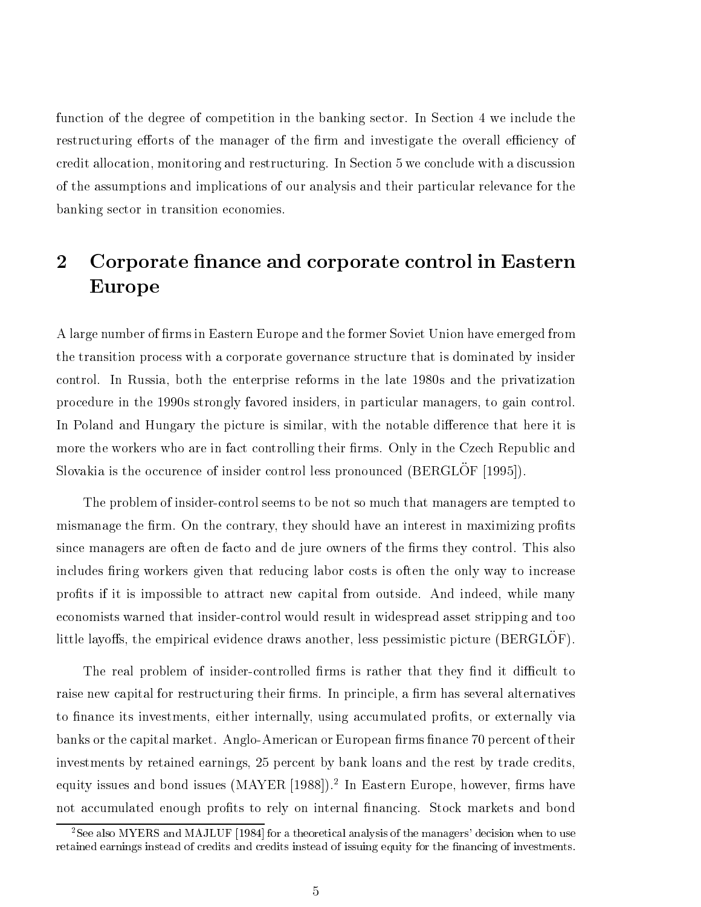function of the degree of competition in the banking sector. In Section 4 we include the restructuring efforts of the manager of the firm and investigate the overall efficiency of credit allocation, monitoring and restructuring. In Section 5 we conclude with a discussion of the assumptions and implications of our analysis and their particular relevance for the banking sector in transition economies.

## 2 Corporate finance and corporate control in Eastern Europe

A large number of firms in Eastern Europe and the former Soviet Union have emerged from the transition process with a corporate governance structure that is dominated by insider control. In Russia, both the enterprise reforms in the late 1980s and the privatization procedure in the 1990s strongly favored insiders, in particular managers, to gain control. In Poland and Hungary the picture is similar, with the notable difference that here it is more the workers who are in fact controlling their firms. Only in the Czech Republic and Slovakia is the occurence of insider control less pronounced (BERGLÖF [1995]).

The problem of insider-control seems to be not so much that managers are tempted to mismanage the firm. On the contrary, they should have an interest in maximizing profits since managers are often de facto and de jure owners of the firms they control. This also includes firing workers given that reducing labor costs is often the only way to increase profits if it is impossible to attract new capital from outside. And indeed, while many economists warned that insider-control would result in widespread asset stripping and too little layoffs, the empirical evidence draws another, less pessimistic picture (BERGLÖF).

The real problem of insider-controlled firms is rather that they find it difficult to raise new capital for restructuring their firms. In principle, a firm has several alternatives to finance its investments, either internally, using accumulated profits, or externally via banks or the capital market. Anglo-American or European firms finance 70 percent of their investments by retained earnings, 25 percent by bank loans and the rest by trade credits, equity issues and bond issues (MAYER [1988]).[2] In Eastern Europe, however, firms have not accumulated enough profits to rely on internal financing. Stock markets and bond

[2] See also MYERS and MAJLUF [1984] for a theoretical analysis of the managers' decision when to use retained earnings instead of credits and credits instead of issuing equity for the financing of investments.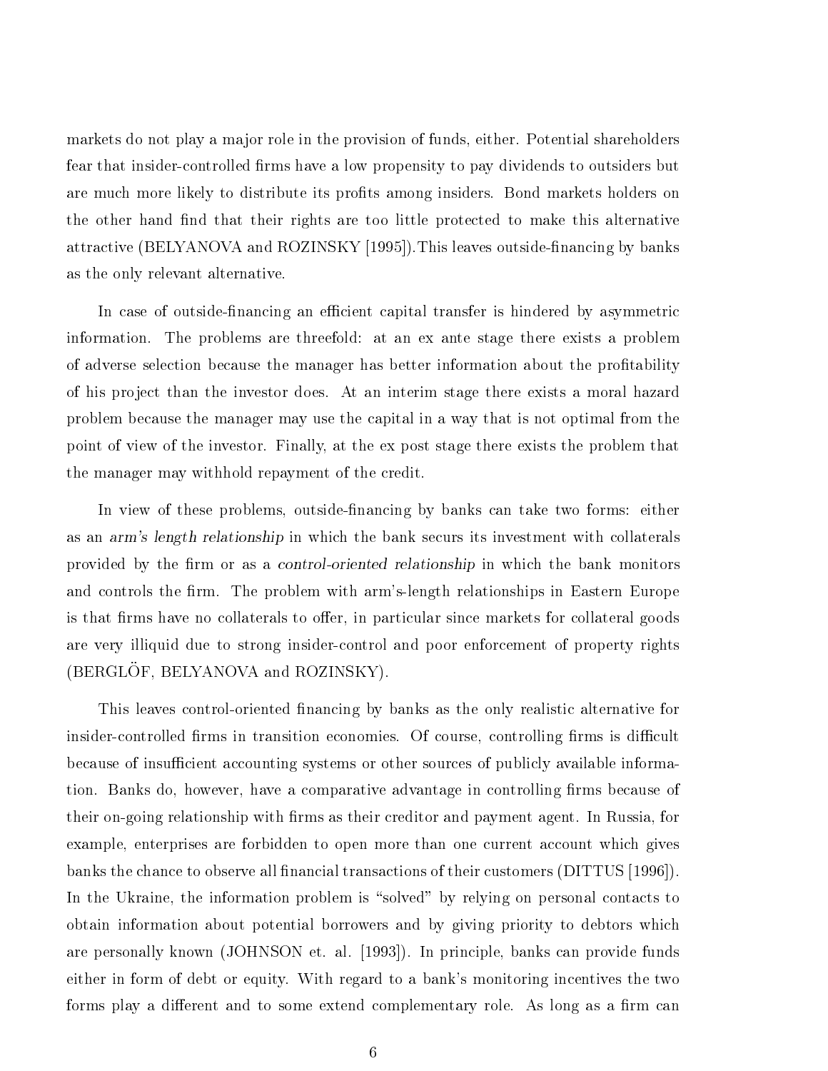markets do not play a major role in the provision of funds, either. Potential shareholders fear that insider-controlled firms have a low propensity to pay dividends to outsiders but are much more likely to distribute its profits among insiders. Bond markets holders on the other hand find that their rights are too little protected to make this alternative attractive (BELYANOVA and ROZINSKY [1995]).This leaves outside-financing by banks as the only relevant alternative.

In case of outside-financing an efficient capital transfer is hindered by asymmetric information. The problems are threefold: at an ex ante stage there exists a problem of adverse selection because the manager has better information about the profitability of his project than the investor does. At an interim stage there exists a moral hazard problem because the manager may use the capital in a way that is not optimal from the point of view of the investor. Finally, at the ex post stage there exists the problem that the manager may withhold repayment of the credit.

In view of these problems, outside-financing by banks can take two forms: either as an *arm's length relationship* in which the bank securs its investment with collaterals provided by the firm or as a *control-oriented relationship* in which the bank monitors and controls the firm. The problem with arm's-length relationships in Eastern Europe is that firms have no collaterals to offer, in particular since markets for collateral goods are very illiquid due to strong insider-control and poor enforcement of property rights (BERGLÖF, BELYANOVA and ROZINSKY).

This leaves control-oriented financing by banks as the only realistic alternative for insider-controlled firms in transition economies. Of course, controlling firms is difficult because of insufficient accounting systems or other sources of publicly available information. Banks do, however, have a comparative advantage in controlling firms because of their on-going relationship with firms as their creditor and payment agent. In Russia, for example, enterprises are forbidden to open more than one current account which gives banks the chance to observe all financial transactions of their customers (DITTUS [1996]). In the Ukraine, the information problem is "solved" by relying on personal contacts to obtain information about potential borrowers and by giving priority to debtors which are personally known (JOHNSON et. al. [1993]). In principle, banks can provide funds either in form of debt or equity. With regard to a bank's monitoring incentives the two forms play a different and to some extend complementary role. As long as a firm can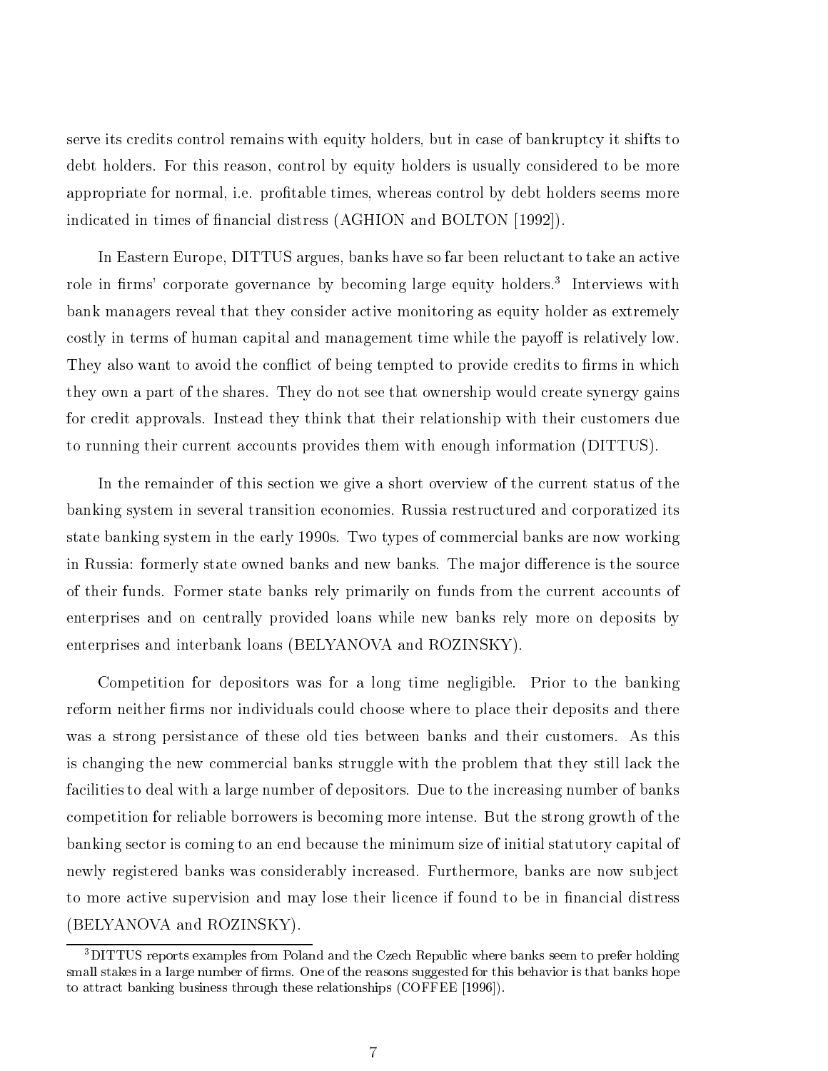serve its credits control remains with equity holders, but in case of bankruptcy it shifts to debt holders. For this reason, control by equity holders is usually considered to be more appropriate for normal, i.e. profitable times, whereas control by debt holders seems more indicated in times of financial distress (AGHION and BOLTON [1992]).

In Eastern Europe, DITTUS argues, banks have so far been reluctant to take an active role in firms' corporate governance by becoming large equity holders.[3] Interviews with bank managers reveal that they consider active monitoring as equity holder as extremely costly in terms of human capital and management time while the payoff is relatively low. They also want to avoid the conflict of being tempted to provide credits to firms in which they own a part of the shares. They do not see that ownership would create synergy gains for credit approvals. Instead they think that their relationship with their customers due to running their current accounts provides them with enough information (DITTUS).

In the remainder of this section we give a short overview of the current status of the banking system in several transition economies. Russia restructured and corporatized its state banking system in the early 1990s. Two types of commercial banks are now working in Russia: formerly state owned banks and new banks. The major difference is the source of their funds. Former state banks rely primarily on funds from the current accounts of enterprises and on centrally provided loans while new banks rely more on deposits by enterprises and interbank loans (BELYANOVA and ROZINSKY).

Competition for depositors was for a long time negligible. Prior to the banking reform neither firms nor individuals could choose where to place their deposits and there was a strong persistance of these old ties between banks and their customers. As this is changing the new commercial banks struggle with the problem that they still lack the facilities to deal with a large number of depositors. Due to the increasing number of banks competition for reliable borrowers is becoming more intense. But the strong growth of the banking sector is coming to an end because the minimum size of initial statutory capital of newly registered banks was considerably increased. Furthermore, banks are now subject to more active supervision and may lose their licence if found to be in financial distress (BELYANOVA and ROZINSKY).

[3] DITTUS reports examples from Poland and the Czech Republic where banks seem to prefer holding small stakes in a large number of firms. One of the reasons suggested for this behavior is that banks hope to attract banking business through these relationships (COFFEE [1996]).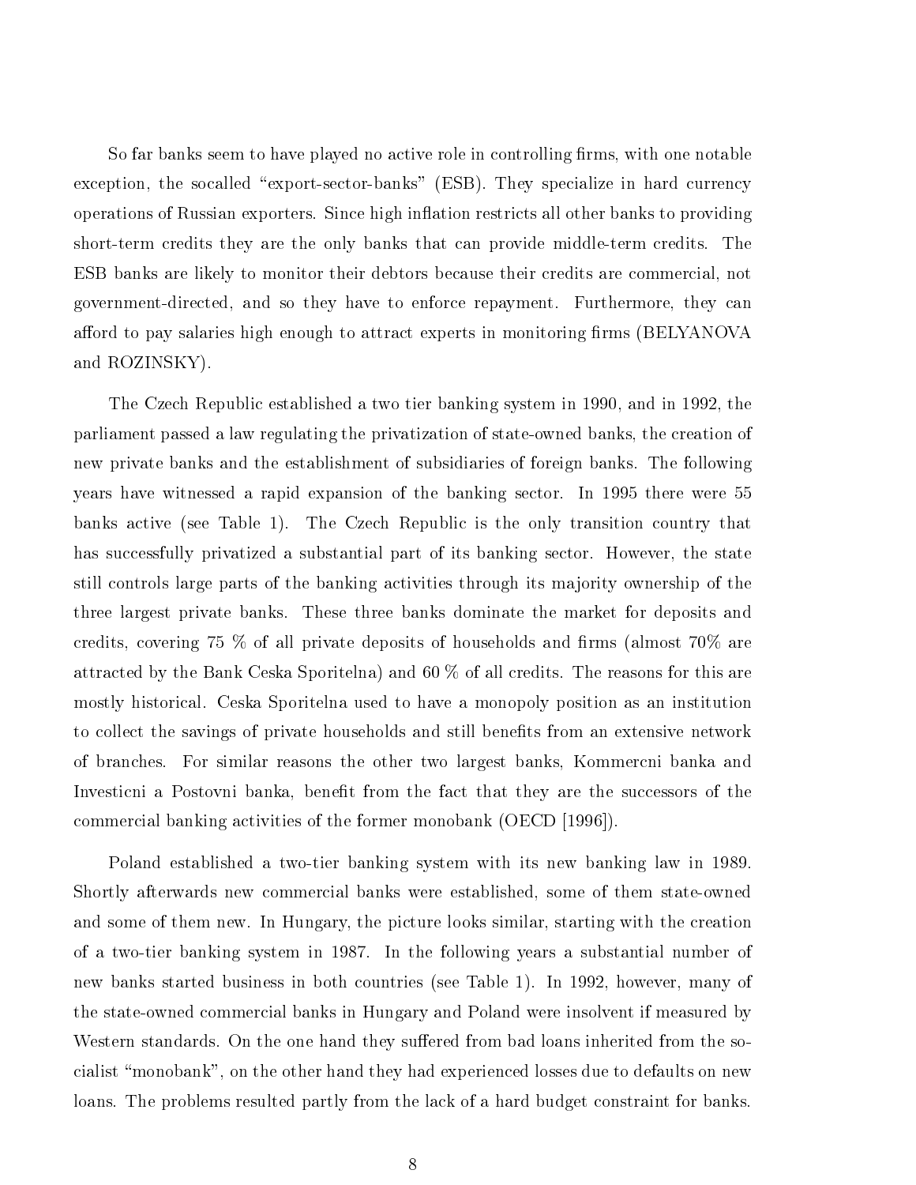So far banks seem to have played no active role in controlling firms, with one notable exception, the socalled "export-sector-banks" (ESB). They specialize in hard currency operations of Russian exporters. Since high inflation restricts all other banks to providing short-term credits they are the only banks that can provide middle-term credits. The ESB banks are likely to monitor their debtors because their credits are commercial, not government-directed, and so they have to enforce repayment. Furthermore, they can afford to pay salaries high enough to attract experts in monitoring firms (BELYANOVA and ROZINSKY).

The Czech Republic established a two tier banking system in 1990, and in 1992, the parliament passed a law regulating the privatization of state-owned banks, the creation of new private banks and the establishment of subsidiaries of foreign banks. The following years have witnessed a rapid expansion of the banking sector. In 1995 there were 55 banks active (see Table 1). The Czech Republic is the only transition country that has successfully privatized a substantial part of its banking sector. However, the state still controls large parts of the banking activities through its majority ownership of the three largest private banks. These three banks dominate the market for deposits and credits, covering 75 % of all private deposits of households and firms (almost 70% are attracted by the Bank Ceska Sporitelna) and 60 % of all credits. The reasons for this are mostly historical. Ceska Sporitelna used to have a monopoly position as an institution to collect the savings of private households and still benefits from an extensive network of branches. For similar reasons the other two largest banks, Kommercni banka and Investicni a Postovni banka, benefit from the fact that they are the successors of the commercial banking activities of the former monobank (OECD [1996]).

Poland established a two-tier banking system with its new banking law in 1989. Shortly afterwards new commercial banks were established, some of them state-owned and some of them new. In Hungary, the picture looks similar, starting with the creation of a two-tier banking system in 1987. In the following years a substantial number of new banks started business in both countries (see Table 1). In 1992, however, many of the state-owned commercial banks in Hungary and Poland were insolvent if measured by Western standards. On the one hand they suffered from bad loans inherited from the socialist "monobank", on the other hand they had experienced losses due to defaults on new loans. The problems resulted partly from the lack of a hard budget constraint for banks.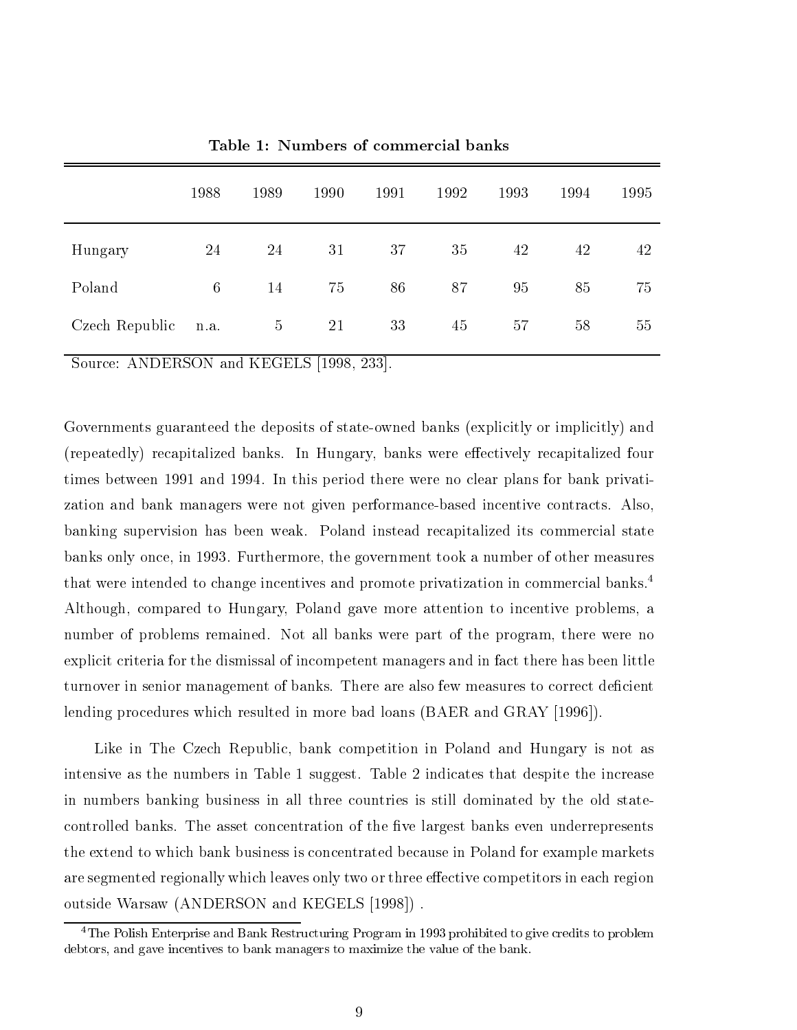**Table 1: Numbers of commercial banks**

| | 1988 | 1989 | 1990 | 1991 | 1992 | 1993 | 1994 | 1995 |
|---|---|---|---|---|---|---|---|---|
| Hungary | 24 | 24 | 31 | 37 | 35 | 42 | 42 | 42 |
| Poland | 6 | 14 | 75 | 86 | 87 | 95 | 85 | 75 |
| Czech Republic | n.a. | 5 | 21 | 33 | 45 | 57 | 58 | 55 |

Source: ANDERSON and KEGELS [1998, 233].

Governments guaranteed the deposits of state-owned banks (explicitly or implicitly) and (repeatedly) recapitalized banks. In Hungary, banks were effectively recapitalized four times between 1991 and 1994. In this period there were no clear plans for bank privatization and bank managers were not given performance-based incentive contracts. Also, banking supervision has been weak. Poland instead recapitalized its commercial state banks only once, in 1993. Furthermore, the government took a number of other measures that were intended to change incentives and promote privatization in commercial banks.[4] Although, compared to Hungary, Poland gave more attention to incentive problems, a number of problems remained. Not all banks were part of the program, there were no explicit criteria for the dismissal of incompetent managers and in fact there has been little turnover in senior management of banks. There are also few measures to correct deficient lending procedures which resulted in more bad loans (BAER and GRAY [1996]).

Like in The Czech Republic, bank competition in Poland and Hungary is not as intensive as the numbers in Table 1 suggest. Table 2 indicates that despite the increase in numbers banking business in all three countries is still dominated by the old state-controlled banks. The asset concentration of the five largest banks even underrepresents the extend to which bank business is concentrated because in Poland for example markets are segmented regionally which leaves only two or three effective competitors in each region outside Warsaw (ANDERSON and KEGELS [1998]) .

[4] The Polish Enterprise and Bank Restructuring Program in 1993 prohibited to give credits to problem debtors, and gave incentives to bank managers to maximize the value of the bank.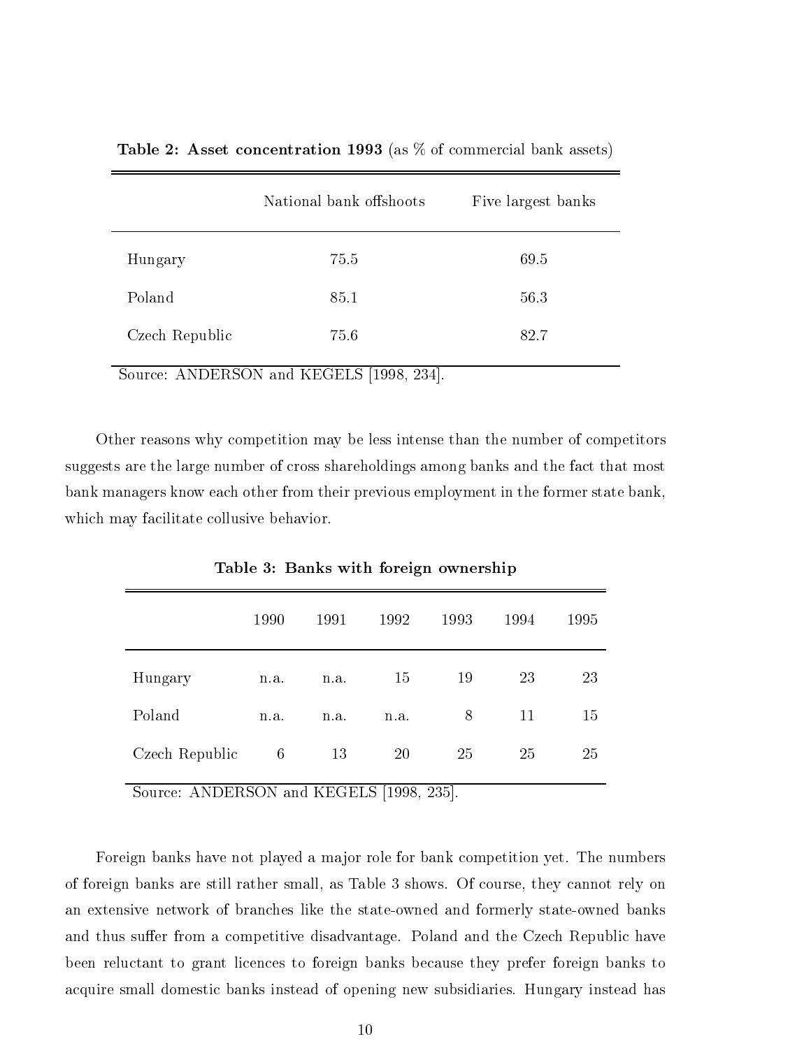**Table 2: Asset concentration 1993** (as % of commercial bank assets)

| | National bank offshoots | Five largest banks |
|---|---|---|
| Hungary | 75.5 | 69.5 |
| Poland | 85.1 | 56.3 |
| Czech Republic | 75.6 | 82.7 |

Source: ANDERSON and KEGELS [1998, 234].

Other reasons why competition may be less intense than the number of competitors suggests are the large number of cross shareholdings among banks and the fact that most bank managers know each other from their previous employment in the former state bank, which may facilitate collusive behavior.

**Table 3: Banks with foreign ownership**

| | 1990 | 1991 | 1992 | 1993 | 1994 | 1995 |
|---|---|---|---|---|---|---|
| Hungary | n.a. | n.a. | 15 | 19 | 23 | 23 |
| Poland | n.a. | n.a. | n.a. | 8 | 11 | 15 |
| Czech Republic | 6 | 13 | 20 | 25 | 25 | 25 |

Source: ANDERSON and KEGELS [1998, 235].

Foreign banks have not played a major role for bank competition yet. The numbers of foreign banks are still rather small, as Table 3 shows. Of course, they cannot rely on an extensive network of branches like the state-owned and formerly state-owned banks and thus suffer from a competitive disadvantage. Poland and the Czech Republic have been reluctant to grant licences to foreign banks because they prefer foreign banks to acquire small domestic banks instead of opening new subsidiaries. Hungary instead has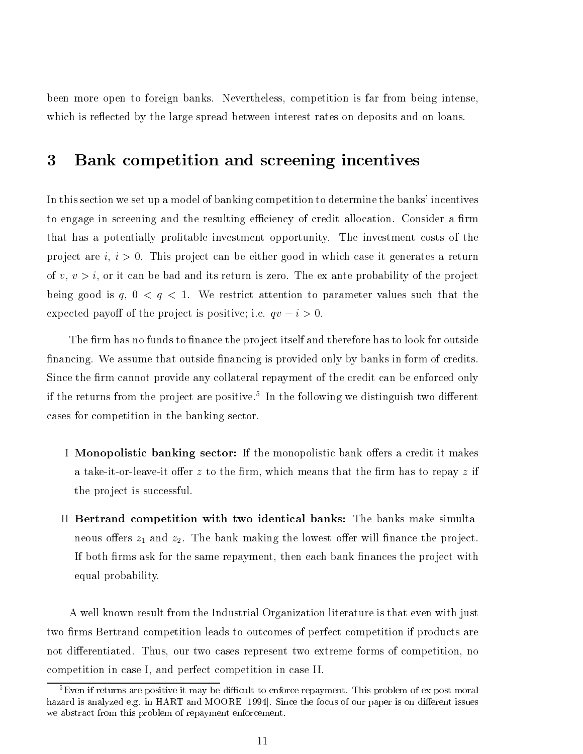been more open to foreign banks. Nevertheless, competition is far from being intense, which is reflected by the large spread between interest rates on deposits and on loans.

# 3 Bank competition and screening incentives

In this section we set up a model of banking competition to determine the banks' incentives to engage in screening and the resulting efficiency of credit allocation. Consider a firm that has a potentially profitable investment opportunity. The investment costs of the project are $i$, $i > 0$. This project can be either good in which case it generates a return of $v$, $v > i$, or it can be bad and its return is zero. The ex ante probability of the project being good is $q$, $0 < q < 1$. We restrict attention to parameter values such that the expected payoff of the project is positive; i.e. $qv - i > 0$.

The firm has no funds to finance the project itself and therefore has to look for outside financing. We assume that outside financing is provided only by banks in form of credits. Since the firm cannot provide any collateral repayment of the credit can be enforced only if the returns from the project are positive.[5] In the following we distinguish two different cases for competition in the banking sector.

I **Monopolistic banking sector:** If the monopolistic bank offers a credit it makes a take-it-or-leave-it offer $z$ to the firm, which means that the firm has to repay $z$ if the project is successful.

II **Bertrand competition with two identical banks:** The banks make simultaneous offers $z_1$ and $z_2$. The bank making the lowest offer will finance the project. If both firms ask for the same repayment, then each bank finances the project with equal probability.

A well known result from the Industrial Organization literature is that even with just two firms Bertrand competition leads to outcomes of perfect competition if products are not differentiated. Thus, our two cases represent two extreme forms of competition, no competition in case I, and perfect competition in case II.

[5] Even if returns are positive it may be difficult to enforce repayment. This problem of ex post moral hazard is analyzed e.g. in HART and MOORE [1994]. Since the focus of our paper is on different issues we abstract from this problem of repayment enforcement.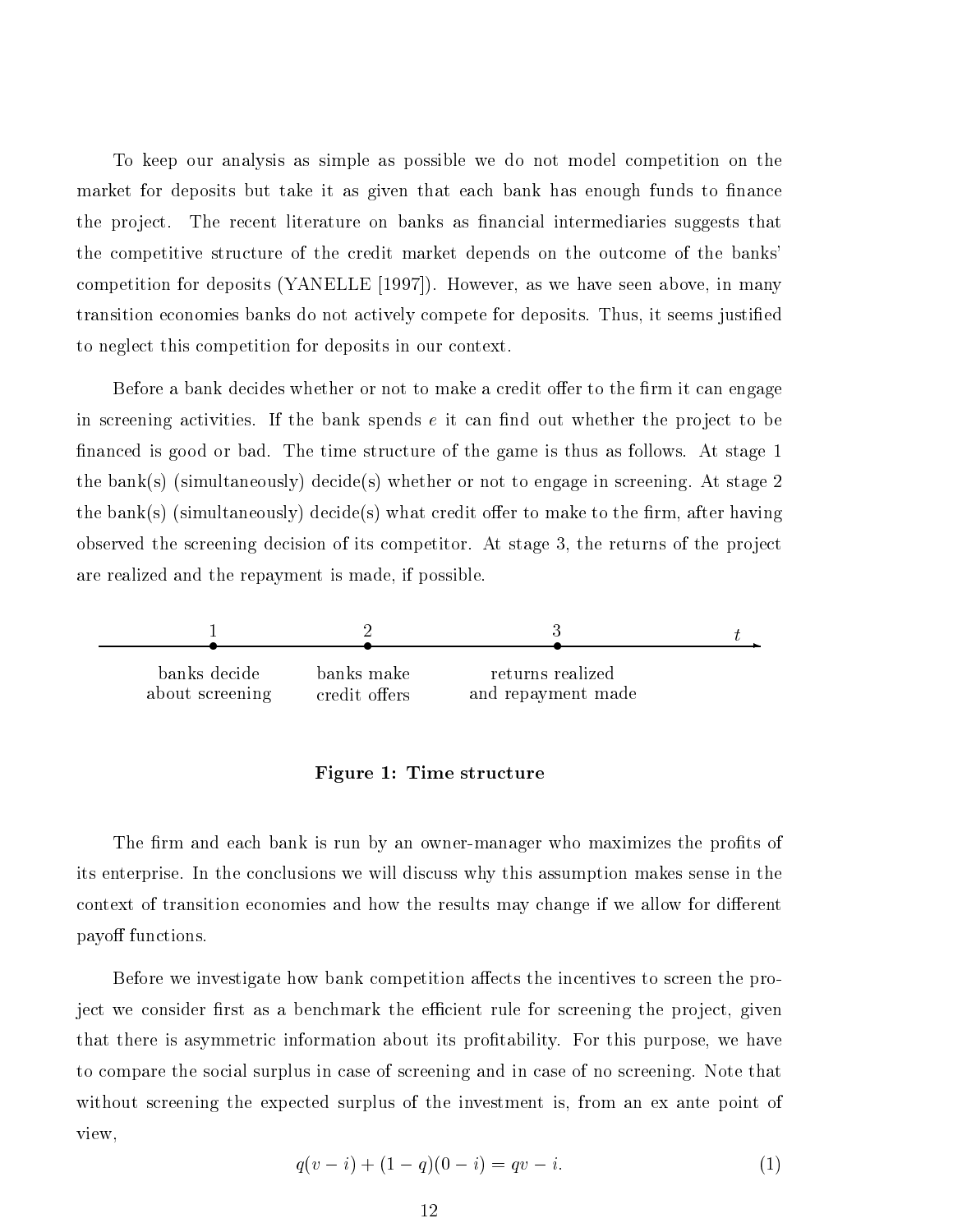To keep our analysis as simple as possible we do not model competition on the market for deposits but take it as given that each bank has enough funds to finance the project. The recent literature on banks as financial intermediaries suggests that the competitive structure of the credit market depends on the outcome of the banks' competition for deposits (YANELLE [1997]). However, as we have seen above, in many transition economies banks do not actively compete for deposits. Thus, it seems justified to neglect this competition for deposits in our context.

Before a bank decides whether or not to make a credit offer to the firm it can engage in screening activities. If the bank spends $e$ it can find out whether the project to be financed is good or bad. The time structure of the game is thus as follows. At stage 1 the bank(s) (simultaneously) decide(s) whether or not to engage in screening. At stage 2 the bank(s) (simultaneously) decide(s) what credit offer to make to the firm, after having observed the screening decision of its competitor. At stage 3, the returns of the project are realized and the repayment is made, if possible.

| 1 | 2 | 3 | $t$ |
|---|---|---|---|
| banks decide about screening | banks make credit offers | returns realized and repayment made | |

**Figure 1: Time structure**

The firm and each bank is run by an owner-manager who maximizes the profits of its enterprise. In the conclusions we will discuss why this assumption makes sense in the context of transition economies and how the results may change if we allow for different payoff functions.

Before we investigate how bank competition affects the incentives to screen the project we consider first as a benchmark the efficient rule for screening the project, given that there is asymmetric information about its profitability. For this purpose, we have to compare the social surplus in case of screening and in case of no screening. Note that without screening the expected surplus of the investment is, from an ex ante point of view,

$$q(v - i) + (1 - q)(0 - i) = qv - i. \tag{1}$$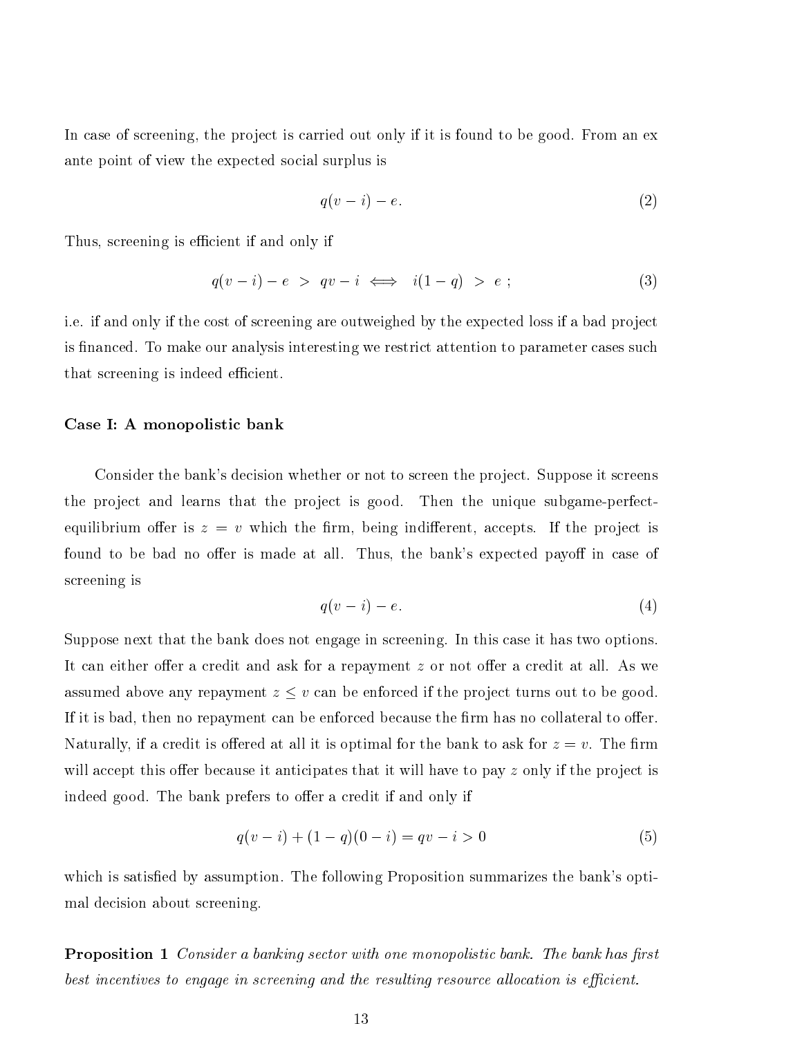In case of screening, the project is carried out only if it is found to be good. From an ex ante point of view the expected social surplus is

$$q(v - i) - e. \tag{2}$$

Thus, screening is efficient if and only if

$$q(v - i) - e \; > \; qv - i \iff \; i(1 - q) \; > \; e \; ; \tag{3}$$

i.e. if and only if the cost of screening are outweighed by the expected loss if a bad project is financed. To make our analysis interesting we restrict attention to parameter cases such that screening is indeed efficient.

**Case I: A monopolistic bank**

Consider the bank's decision whether or not to screen the project. Suppose it screens the project and learns that the project is good. Then the unique subgame-perfect-equilibrium offer is $z = v$ which the firm, being indifferent, accepts. If the project is found to be bad no offer is made at all. Thus, the bank's expected payoff in case of screening is

$$q(v - i) - e. \tag{4}$$

Suppose next that the bank does not engage in screening. In this case it has two options. It can either offer a credit and ask for a repayment $z$ or not offer a credit at all. As we assumed above any repayment $z \leq v$ can be enforced if the project turns out to be good. If it is bad, then no repayment can be enforced because the firm has no collateral to offer. Naturally, if a credit is offered at all it is optimal for the bank to ask for $z = v$. The firm will accept this offer because it anticipates that it will have to pay $z$ only if the project is indeed good. The bank prefers to offer a credit if and only if

$$q(v - i) + (1 - q)(0 - i) = qv - i > 0 \tag{5}$$

which is satisfied by assumption. The following Proposition summarizes the bank's optimal decision about screening.

**Proposition 1** *Consider a banking sector with one monopolistic bank. The bank has first best incentives to engage in screening and the resulting resource allocation is efficient.*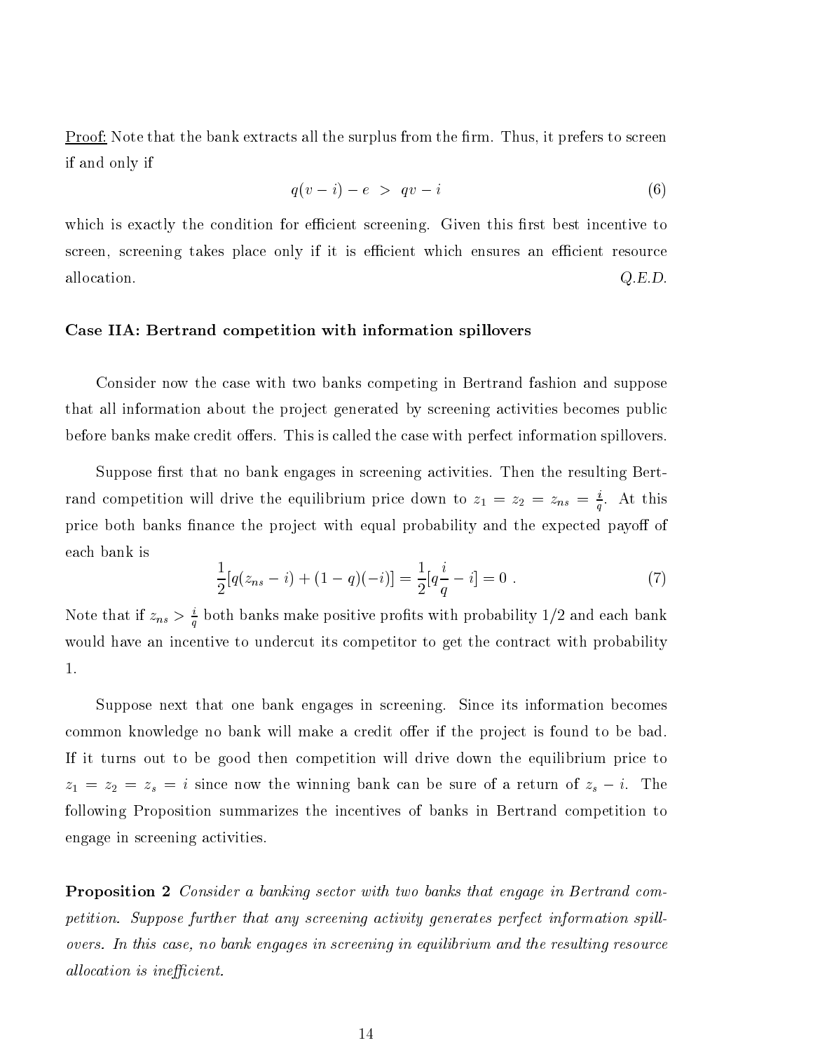<u>Proof:</u> Note that the bank extracts all the surplus from the firm. Thus, it prefers to screen if and only if

$$q(v-i)-e \;>\; qv-i \tag{6}$$

which is exactly the condition for efficient screening. Given this first best incentive to screen, screening takes place only if it is efficient which ensures an efficient resource allocation. *Q.E.D.*

### Case IIA: Bertrand competition with information spillovers

Consider now the case with two banks competing in Bertrand fashion and suppose that all information about the project generated by screening activities becomes public before banks make credit offers. This is called the case with perfect information spillovers.

Suppose first that no bank engages in screening activities. Then the resulting Bertrand competition will drive the equilibrium price down to $z_1 = z_2 = z_{ns} = \frac{i}{q}$. At this price both banks finance the project with equal probability and the expected payoff of each bank is

$$\frac{1}{2}[q(z_{ns}-i)+(1-q)(-i)] = \frac{1}{2}[q\frac{i}{q}-i] = 0 \ . \tag{7}$$

Note that if $z_{ns} > \frac{i}{q}$ both banks make positive profits with probability 1/2 and each bank would have an incentive to undercut its competitor to get the contract with probability 1.

Suppose next that one bank engages in screening. Since its information becomes common knowledge no bank will make a credit offer if the project is found to be bad. If it turns out to be good then competition will drive down the equilibrium price to $z_1 = z_2 = z_s = i$ since now the winning bank can be sure of a return of $z_s - i$. The following Proposition summarizes the incentives of banks in Bertrand competition to engage in screening activities.

**Proposition 2** *Consider a banking sector with two banks that engage in Bertrand competition. Suppose further that any screening activity generates perfect information spillovers. In this case, no bank engages in screening in equilibrium and the resulting resource allocation is inefficient.*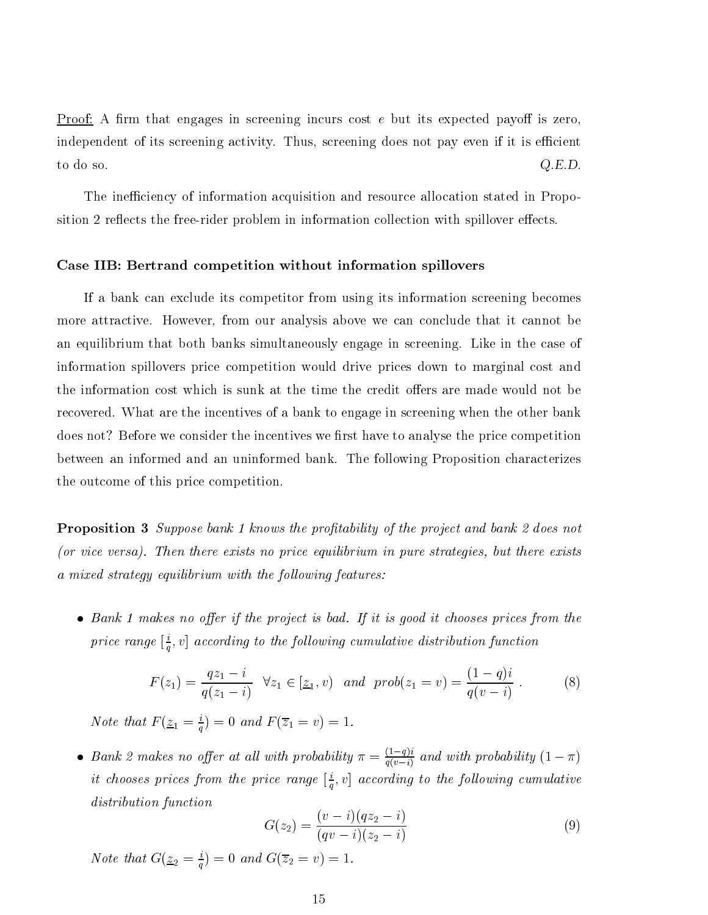<u>Proof:</u> A firm that engages in screening incurs cost $e$ but its expected payoff is zero, independent of its screening activity. Thus, screening does not pay even if it is efficient to do so. *Q.E.D.*

The inefficiency of information acquisition and resource allocation stated in Proposition 2 reflects the free-rider problem in information collection with spillover effects.

### Case IIB: Bertrand competition without information spillovers

If a bank can exclude its competitor from using its information screening becomes more attractive. However, from our analysis above we can conclude that it cannot be an equilibrium that both banks simultaneously engage in screening. Like in the case of information spillovers price competition would drive prices down to marginal cost and the information cost which is sunk at the time the credit offers are made would not be recovered. What are the incentives of a bank to engage in screening when the other bank does not? Before we consider the incentives we first have to analyse the price competition between an informed and an uninformed bank. The following Proposition characterizes the outcome of this price competition.

**Proposition 3** *Suppose bank 1 knows the profitability of the project and bank 2 does not (or vice versa). Then there exists no price equilibrium in pure strategies, but there exists a mixed strategy equilibrium with the following features:*

- *Bank 1 makes no offer if the project is bad. If it is good it chooses prices from the price range $[\frac{i}{q}, v]$ according to the following cumulative distribution function*

$$F(z_1) = \frac{qz_1 - i}{q(z_1 - i)} \quad \forall z_1 \in [\underline{z}_1, v) \quad and \quad prob(z_1 = v) = \frac{(1-q)i}{q(v-i)} \; . \tag{8}$$

  *Note that $F(\underline{z}_1 = \frac{i}{q}) = 0$ and $F(\overline{z}_1 = v) = 1$.*

- *Bank 2 makes no offer at all with probability $\pi = \frac{(1-q)i}{q(v-i)}$ and with probability $(1 - \pi)$ it chooses prices from the price range $[\frac{i}{q}, v]$ according to the following cumulative distribution function*

$$G(z_2) = \frac{(v-i)(qz_2 - i)}{(qv - i)(z_2 - i)} \tag{9}$$

  *Note that $G(\underline{z}_2 = \frac{i}{q}) = 0$ and $G(\overline{z}_2 = v) = 1$.*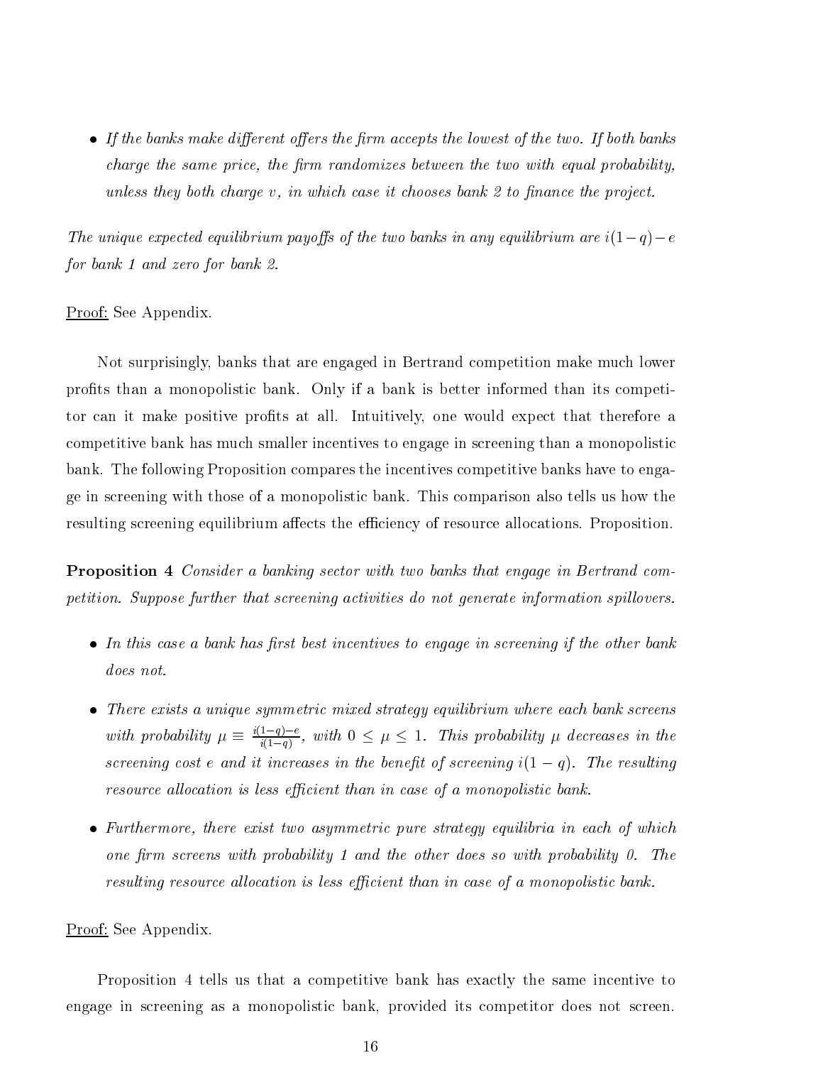- *If the banks make different offers the firm accepts the lowest of the two. If both banks charge the same price, the firm randomizes between the two with equal probability, unless they both charge $v$, in which case it chooses bank 2 to finance the project.*

*The unique expected equilibrium payoffs of the two banks in any equilibrium are $i(1-q)-e$ for bank 1 and zero for bank 2.*

Proof: See Appendix.

Not surprisingly, banks that are engaged in Bertrand competition make much lower profits than a monopolistic bank. Only if a bank is better informed than its competitor can it make positive profits at all. Intuitively, one would expect that therefore a competitive bank has much smaller incentives to engage in screening than a monopolistic bank. The following Proposition compares the incentives competitive banks have to engage in screening with those of a monopolistic bank. This comparison also tells us how the resulting screening equilibrium affects the efficiency of resource allocations. Proposition.

**Proposition 4** *Consider a banking sector with two banks that engage in Bertrand competition. Suppose further that screening activities do not generate information spillovers.*

- *In this case a bank has first best incentives to engage in screening if the other bank does not.*
- *There exists a unique symmetric mixed strategy equilibrium where each bank screens with probability $\mu \equiv \frac{i(1-q)-e}{i(1-q)}$, with $0 \leq \mu \leq 1$. This probability $\mu$ decreases in the screening cost $e$ and it increases in the benefit of screening $i(1-q)$. The resulting resource allocation is less efficient than in case of a monopolistic bank.*
- *Furthermore, there exist two asymmetric pure strategy equilibria in each of which one firm screens with probability 1 and the other does so with probability 0. The resulting resource allocation is less efficient than in case of a monopolistic bank.*

Proof: See Appendix.

Proposition 4 tells us that a competitive bank has exactly the same incentive to engage in screening as a monopolistic bank, provided its competitor does not screen.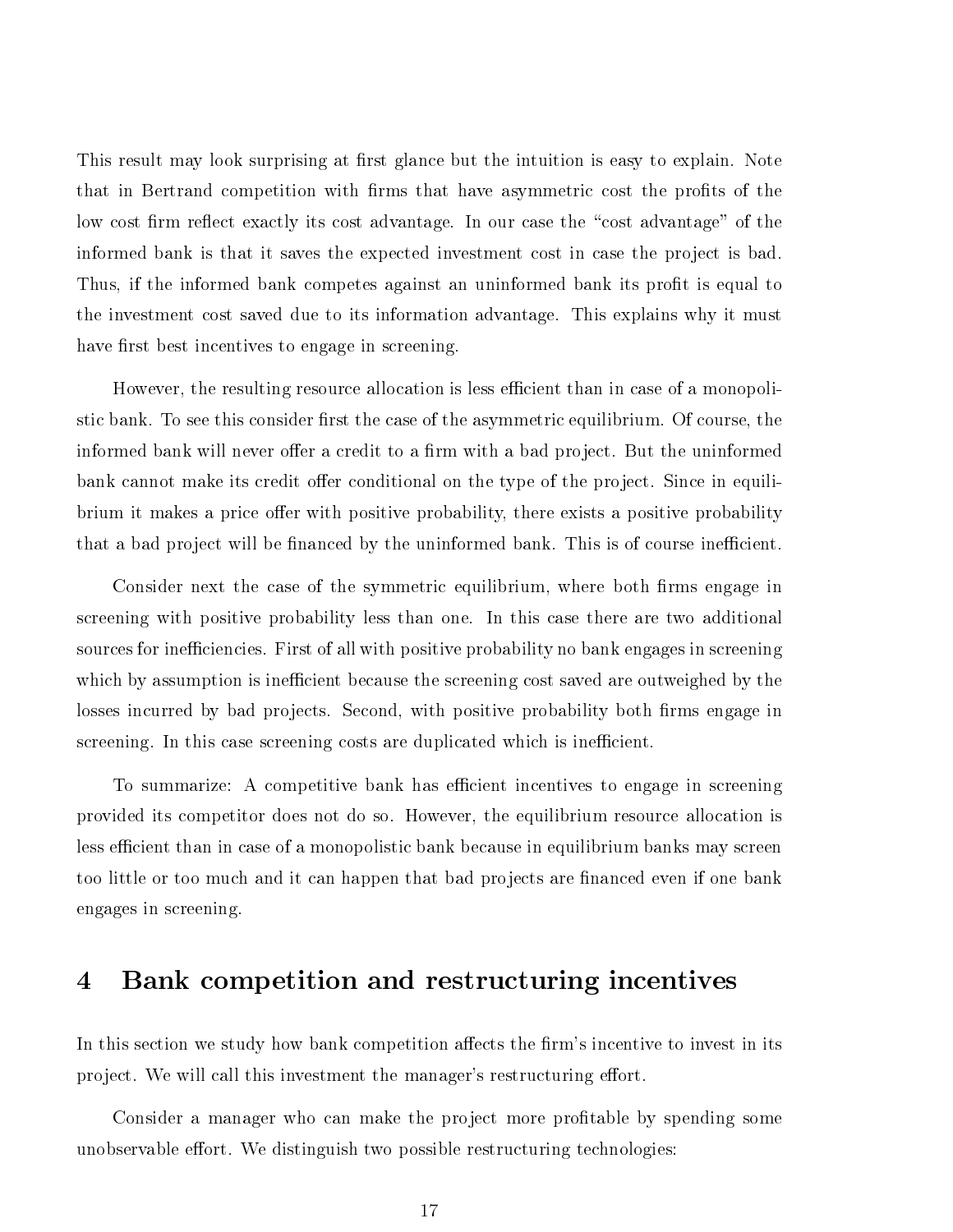This result may look surprising at first glance but the intuition is easy to explain. Note that in Bertrand competition with firms that have asymmetric cost the profits of the low cost firm reflect exactly its cost advantage. In our case the "cost advantage" of the informed bank is that it saves the expected investment cost in case the project is bad. Thus, if the informed bank competes against an uninformed bank its profit is equal to the investment cost saved due to its information advantage. This explains why it must have first best incentives to engage in screening.

However, the resulting resource allocation is less efficient than in case of a monopolistic bank. To see this consider first the case of the asymmetric equilibrium. Of course, the informed bank will never offer a credit to a firm with a bad project. But the uninformed bank cannot make its credit offer conditional on the type of the project. Since in equilibrium it makes a price offer with positive probability, there exists a positive probability that a bad project will be financed by the uninformed bank. This is of course inefficient.

Consider next the case of the symmetric equilibrium, where both firms engage in screening with positive probability less than one. In this case there are two additional sources for inefficiencies. First of all with positive probability no bank engages in screening which by assumption is inefficient because the screening cost saved are outweighed by the losses incurred by bad projects. Second, with positive probability both firms engage in screening. In this case screening costs are duplicated which is inefficient.

To summarize: A competitive bank has efficient incentives to engage in screening provided its competitor does not do so. However, the equilibrium resource allocation is less efficient than in case of a monopolistic bank because in equilibrium banks may screen too little or too much and it can happen that bad projects are financed even if one bank engages in screening.

# 4 Bank competition and restructuring incentives

In this section we study how bank competition affects the firm's incentive to invest in its project. We will call this investment the manager's restructuring effort.

Consider a manager who can make the project more profitable by spending some unobservable effort. We distinguish two possible restructuring technologies: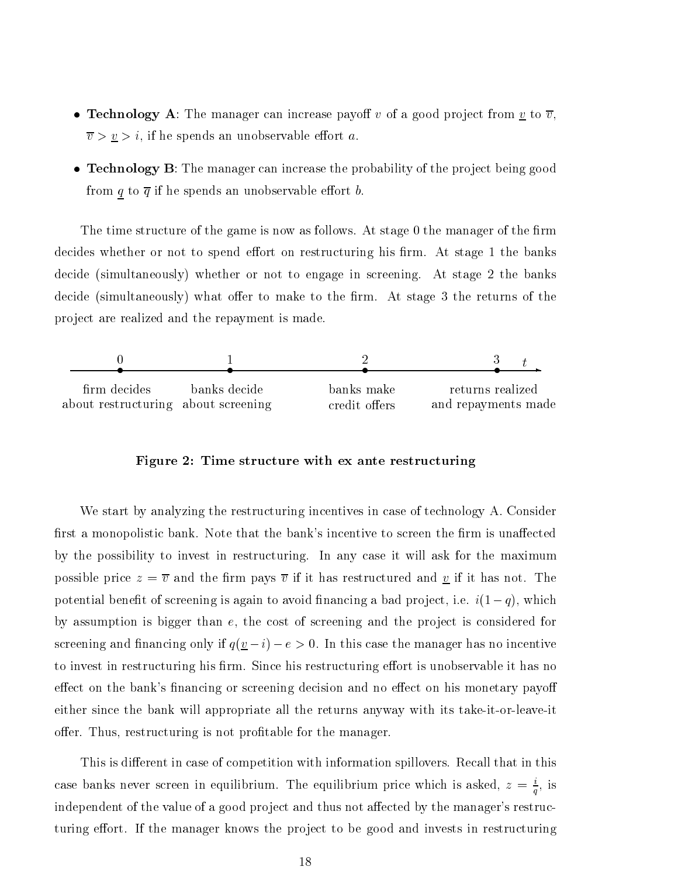- **Technology A**: The manager can increase payoff $v$ of a good project from $\underline{v}$ to $\overline{v}$, $\overline{v} > \underline{v} > i$, if he spends an unobservable effort $a$.
- **Technology B**: The manager can increase the probability of the project being good from $\underline{q}$ to $\overline{q}$ if he spends an unobservable effort $b$.

The time structure of the game is now as follows. At stage 0 the manager of the firm decides whether or not to spend effort on restructuring his firm. At stage 1 the banks decide (simultaneously) whether or not to engage in screening. At stage 2 the banks decide (simultaneously) what offer to make to the firm. At stage 3 the returns of the project are realized and the repayment is made.

| 0 | 1 | 2 | 3 ($t$) |
|---|---|---|---|
| firm decides about restructuring | banks decide about screening | banks make credit offers | returns realized and repayments made |

**Figure 2: Time structure with ex ante restructuring**

We start by analyzing the restructuring incentives in case of technology A. Consider first a monopolistic bank. Note that the bank's incentive to screen the firm is unaffected by the possibility to invest in restructuring. In any case it will ask for the maximum possible price $z = \overline{v}$ and the firm pays $\overline{v}$ if it has restructured and $\underline{v}$ if it has not. The potential benefit of screening is again to avoid financing a bad project, i.e. $i(1-q)$, which by assumption is bigger than $e$, the cost of screening and the project is considered for screening and financing only if $q(\underline{v} - i) - e > 0$. In this case the manager has no incentive to invest in restructuring his firm. Since his restructuring effort is unobservable it has no effect on the bank's financing or screening decision and no effect on his monetary payoff either since the bank will appropriate all the returns anyway with its take-it-or-leave-it offer. Thus, restructuring is not profitable for the manager.

This is different in case of competition with information spillovers. Recall that in this case banks never screen in equilibrium. The equilibrium price which is asked, $z = \frac{i}{q}$, is independent of the value of a good project and thus not affected by the manager's restructuring effort. If the manager knows the project to be good and invests in restructuring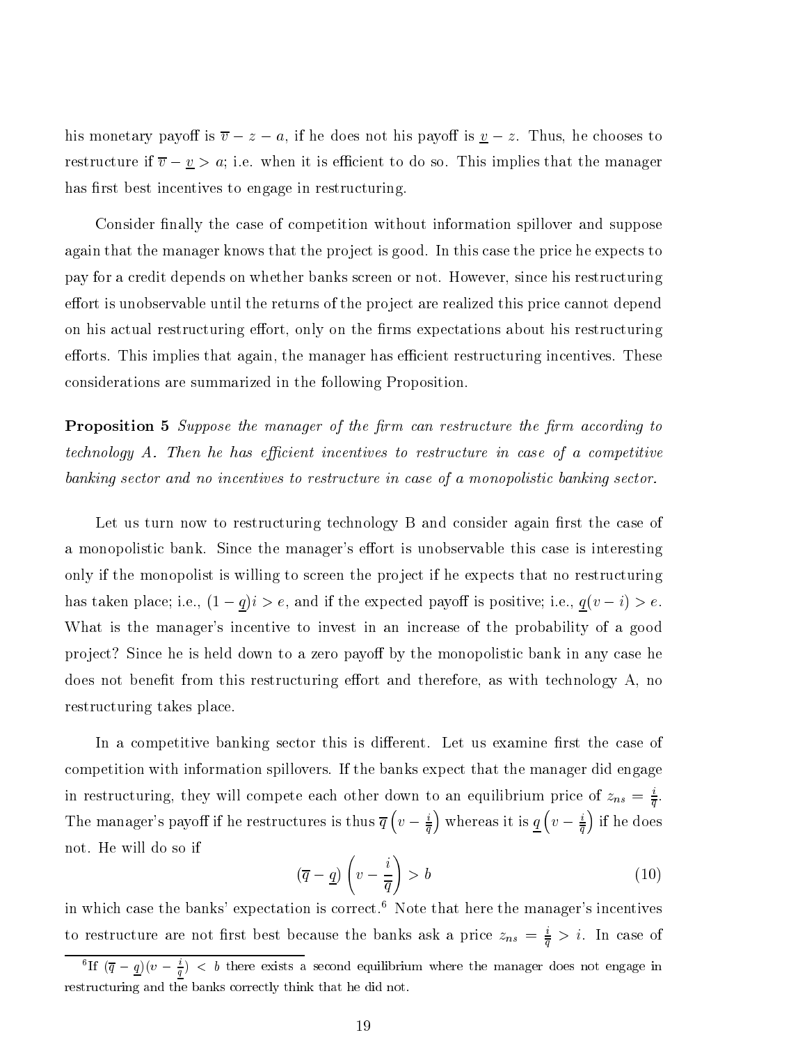his monetary payoff is $\overline{v} - z - a$, if he does not his payoff is $\underline{v} - z$. Thus, he chooses to restructure if $\overline{v} - \underline{v} > a$; i.e. when it is efficient to do so. This implies that the manager has first best incentives to engage in restructuring.

Consider finally the case of competition without information spillover and suppose again that the manager knows that the project is good. In this case the price he expects to pay for a credit depends on whether banks screen or not. However, since his restructuring effort is unobservable until the returns of the project are realized this price cannot depend on his actual restructuring effort, only on the firms expectations about his restructuring efforts. This implies that again, the manager has efficient restructuring incentives. These considerations are summarized in the following Proposition.

**Proposition 5** *Suppose the manager of the firm can restructure the firm according to technology A. Then he has efficient incentives to restructure in case of a competitive banking sector and no incentives to restructure in case of a monopolistic banking sector.*

Let us turn now to restructuring technology B and consider again first the case of a monopolistic bank. Since the manager's effort is unobservable this case is interesting only if the monopolist is willing to screen the project if he expects that no restructuring has taken place; i.e., $(1 - \underline{q})i > e$, and if the expected payoff is positive; i.e., $\underline{q}(v - i) > e$. What is the manager's incentive to invest in an increase of the probability of a good project? Since he is held down to a zero payoff by the monopolistic bank in any case he does not benefit from this restructuring effort and therefore, as with technology A, no restructuring takes place.

In a competitive banking sector this is different. Let us examine first the case of competition with information spillovers. If the banks expect that the manager did engage in restructuring, they will compete each other down to an equilibrium price of $z_{ns} = \frac{i}{\overline{q}}$. The manager's payoff if he restructures is thus $\overline{q}\left(v - \frac{i}{\overline{q}}\right)$ whereas it is $\underline{q}\left(v - \frac{i}{\overline{q}}\right)$ if he does not. He will do so if

$$(\overline{q} - \underline{q})\left(v - \frac{i}{\overline{q}}\right) > b \tag{10}$$

in which case the banks' expectation is correct.[6] Note that here the manager's incentives to restructure are not first best because the banks ask a price $z_{ns} = \frac{i}{\overline{q}} > i$. In case of

[6] If $(\overline{q} - \underline{q})(v - \frac{i}{\overline{q}}) < b$ there exists a second equilibrium where the manager does not engage in restructuring and the banks correctly think that he did not.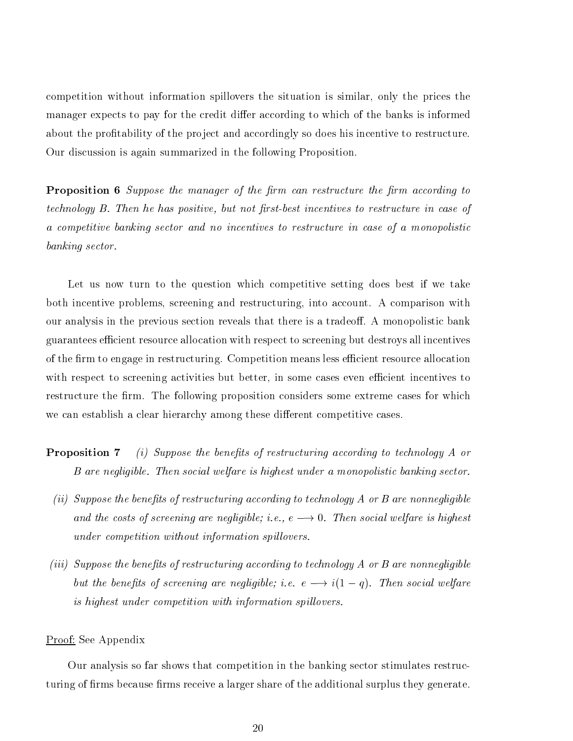competition without information spillovers the situation is similar, only the prices the manager expects to pay for the credit differ according to which of the banks is informed about the profitability of the project and accordingly so does his incentive to restructure. Our discussion is again summarized in the following Proposition.

**Proposition 6** *Suppose the manager of the firm can restructure the firm according to technology B. Then he has positive, but not first-best incentives to restructure in case of a competitive banking sector and no incentives to restructure in case of a monopolistic banking sector.*

Let us now turn to the question which competitive setting does best if we take both incentive problems, screening and restructuring, into account. A comparison with our analysis in the previous section reveals that there is a tradeoff. A monopolistic bank guarantees efficient resource allocation with respect to screening but destroys all incentives of the firm to engage in restructuring. Competition means less efficient resource allocation with respect to screening activities but better, in some cases even efficient incentives to restructure the firm. The following proposition considers some extreme cases for which we can establish a clear hierarchy among these different competitive cases.

**Proposition 7** *(i) Suppose the benefits of restructuring according to technology A or B are negligible. Then social welfare is highest under a monopolistic banking sector.*

*(ii) Suppose the benefits of restructuring according to technology A or B are nonnegligible and the costs of screening are negligible; i.e., $e \longrightarrow 0$. Then social welfare is highest under competition without information spillovers.*

*(iii) Suppose the benefits of restructuring according to technology A or B are nonnegligible but the benefits of screening are negligible; i.e. $e \longrightarrow i(1-q)$. Then social welfare is highest under competition with information spillovers.*

Proof: See Appendix

Our analysis so far shows that competition in the banking sector stimulates restructuring of firms because firms receive a larger share of the additional surplus they generate.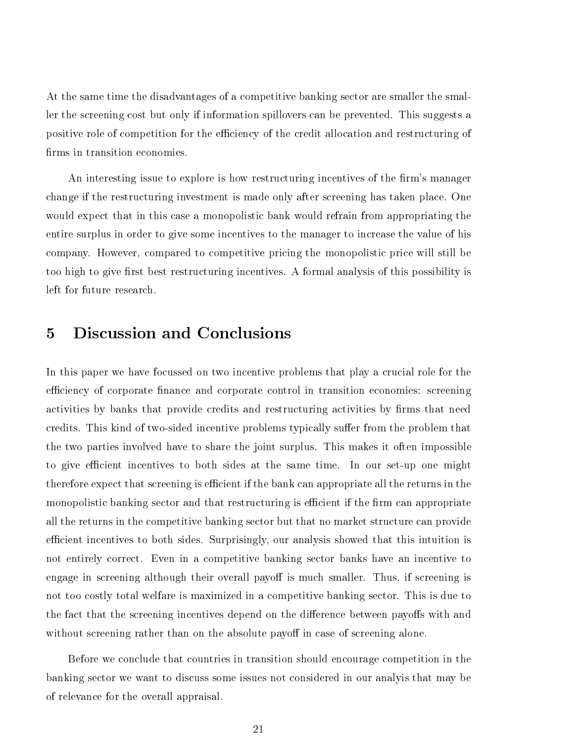At the same time the disadvantages of a competitive banking sector are smaller the smaller the screening cost but only if information spillovers can be prevented. This suggests a positive role of competition for the efficiency of the credit allocation and restructuring of firms in transition economies.

An interesting issue to explore is how restructuring incentives of the firm's manager change if the restructuring investment is made only after screening has taken place. One would expect that in this case a monopolistic bank would refrain from appropriating the entire surplus in order to give some incentives to the manager to increase the value of his company. However, compared to competitive pricing the monopolistic price will still be too high to give first best restructuring incentives. A formal analysis of this possibility is left for future research.

## 5 Discussion and Conclusions

In this paper we have focussed on two incentive problems that play a crucial role for the efficiency of corporate finance and corporate control in transition economies: screening activities by banks that provide credits and restructuring activities by firms that need credits. This kind of two-sided incentive problems typically suffer from the problem that the two parties involved have to share the joint surplus. This makes it often impossible to give efficient incentives to both sides at the same time. In our set-up one might therefore expect that screening is efficient if the bank can appropriate all the returns in the monopolistic banking sector and that restructuring is efficient if the firm can appropriate all the returns in the competitive banking sector but that no market structure can provide efficient incentives to both sides. Surprisingly, our analysis showed that this intuition is not entirely correct. Even in a competitive banking sector banks have an incentive to engage in screening although their overall payoff is much smaller. Thus, if screening is not too costly total welfare is maximized in a competitive banking sector. This is due to the fact that the screening incentives depend on the difference between payoffs with and without screening rather than on the absolute payoff in case of screening alone.

Before we conclude that countries in transition should encourage competition in the banking sector we want to discuss some issues not considered in our analyis that may be of relevance for the overall appraisal.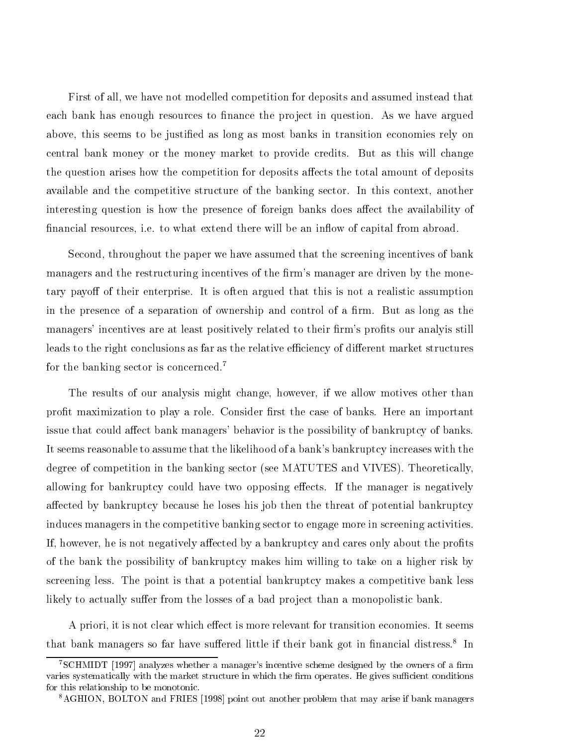First of all, we have not modelled competition for deposits and assumed instead that each bank has enough resources to finance the project in question. As we have argued above, this seems to be justified as long as most banks in transition economies rely on central bank money or the money market to provide credits. But as this will change the question arises how the competition for deposits affects the total amount of deposits available and the competitive structure of the banking sector. In this context, another interesting question is how the presence of foreign banks does affect the availability of financial resources, i.e. to what extend there will be an inflow of capital from abroad.

Second, throughout the paper we have assumed that the screening incentives of bank managers and the restructuring incentives of the firm's manager are driven by the monetary payoff of their enterprise. It is often argued that this is not a realistic assumption in the presence of a separation of ownership and control of a firm. But as long as the managers' incentives are at least positively related to their firm's profits our analyis still leads to the right conclusions as far as the relative efficiency of different market structures for the banking sector is concernced.[7]

The results of our analysis might change, however, if we allow motives other than profit maximization to play a role. Consider first the case of banks. Here an important issue that could affect bank managers' behavior is the possibility of bankruptcy of banks. It seems reasonable to assume that the likelihood of a bank's bankruptcy increases with the degree of competition in the banking sector (see MATUTES and VIVES). Theoretically, allowing for bankruptcy could have two opposing effects. If the manager is negatively affected by bankruptcy because he loses his job then the threat of potential bankruptcy induces managers in the competitive banking sector to engage more in screening activities. If, however, he is not negatively affected by a bankruptcy and cares only about the profits of the bank the possibility of bankruptcy makes him willing to take on a higher risk by screening less. The point is that a potential bankruptcy makes a competitive bank less likely to actually suffer from the losses of a bad project than a monopolistic bank.

A priori, it is not clear which effect is more relevant for transition economies. It seems that bank managers so far have suffered little if their bank got in financial distress.[8] In

[7] SCHMIDT [1997] analyzes whether a manager's incentive scheme designed by the owners of a firm varies systematically with the market structure in which the firm operates. He gives sufficient conditions for this relationship to be monotonic.

[8] AGHION, BOLTON and FRIES [1998] point out another problem that may arise if bank managers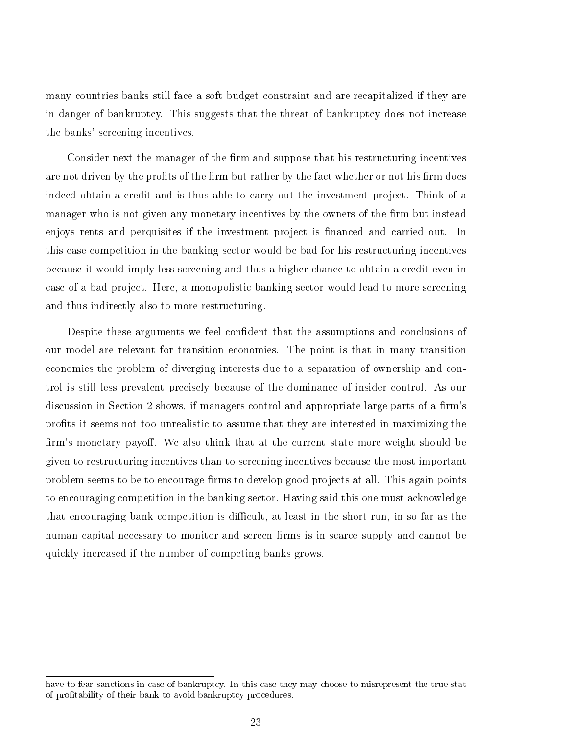many countries banks still face a soft budget constraint and are recapitalized if they are in danger of bankruptcy. This suggests that the threat of bankruptcy does not increase the banks' screening incentives.

Consider next the manager of the firm and suppose that his restructuring incentives are not driven by the profits of the firm but rather by the fact whether or not his firm does indeed obtain a credit and is thus able to carry out the investment project. Think of a manager who is not given any monetary incentives by the owners of the firm but instead enjoys rents and perquisites if the investment project is financed and carried out. In this case competition in the banking sector would be bad for his restructuring incentives because it would imply less screening and thus a higher chance to obtain a credit even in case of a bad project. Here, a monopolistic banking sector would lead to more screening and thus indirectly also to more restructuring.

Despite these arguments we feel confident that the assumptions and conclusions of our model are relevant for transition economies. The point is that in many transition economies the problem of diverging interests due to a separation of ownership and control is still less prevalent precisely because of the dominance of insider control. As our discussion in Section 2 shows, if managers control and appropriate large parts of a firm's profits it seems not too unrealistic to assume that they are interested in maximizing the firm's monetary payoff. We also think that at the current state more weight should be given to restructuring incentives than to screening incentives because the most important problem seems to be to encourage firms to develop good projects at all. This again points to encouraging competition in the banking sector. Having said this one must acknowledge that encouraging bank competition is difficult, at least in the short run, in so far as the human capital necessary to monitor and screen firms is in scarce supply and cannot be quickly increased if the number of competing banks grows.

have to fear sanctions in case of bankruptcy. In this case they may choose to misrepresent the true stat of profitability of their bank to avoid bankruptcy procedures.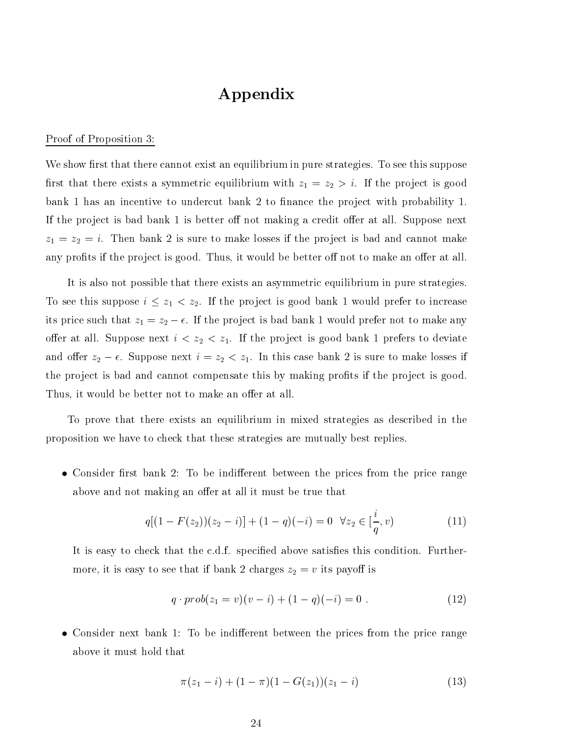# Appendix

Proof of Proposition 3:

We show first that there cannot exist an equilibrium in pure strategies. To see this suppose first that there exists a symmetric equilibrium with $z_1 = z_2 > i$. If the project is good bank 1 has an incentive to undercut bank 2 to finance the project with probability 1. If the project is bad bank 1 is better off not making a credit offer at all. Suppose next $z_1 = z_2 = i$. Then bank 2 is sure to make losses if the project is bad and cannot make any profits if the project is good. Thus, it would be better off not to make an offer at all.

It is also not possible that there exists an asymmetric equilibrium in pure strategies. To see this suppose $i \leq z_1 < z_2$. If the project is good bank 1 would prefer to increase its price such that $z_1 = z_2 - \epsilon$. If the project is bad bank 1 would prefer not to make any offer at all. Suppose next $i < z_2 < z_1$. If the project is good bank 1 prefers to deviate and offer $z_2 - \epsilon$. Suppose next $i = z_2 < z_1$. In this case bank 2 is sure to make losses if the project is bad and cannot compensate this by making profits if the project is good. Thus, it would be better not to make an offer at all.

To prove that there exists an equilibrium in mixed strategies as described in the proposition we have to check that these strategies are mutually best replies.

- Consider first bank 2: To be indifferent between the prices from the price range above and not making an offer at all it must be true that

$$q[(1 - F(z_2))(z_2 - i)] + (1 - q)(-i) = 0 \quad \forall z_2 \in [\frac{i}{q}, v) \tag{11}$$

  It is easy to check that the c.d.f. specified above satisfies this condition. Furthermore, it is easy to see that if bank 2 charges $z_2 = v$ its payoff is

$$q \cdot prob(z_1 = v)(v - i) + (1 - q)(-i) = 0 \ . \tag{12}$$

- Consider next bank 1: To be indifferent between the prices from the price range above it must hold that

$$\pi(z_1 - i) + (1 - \pi)(1 - G(z_1))(z_1 - i) \tag{13}$$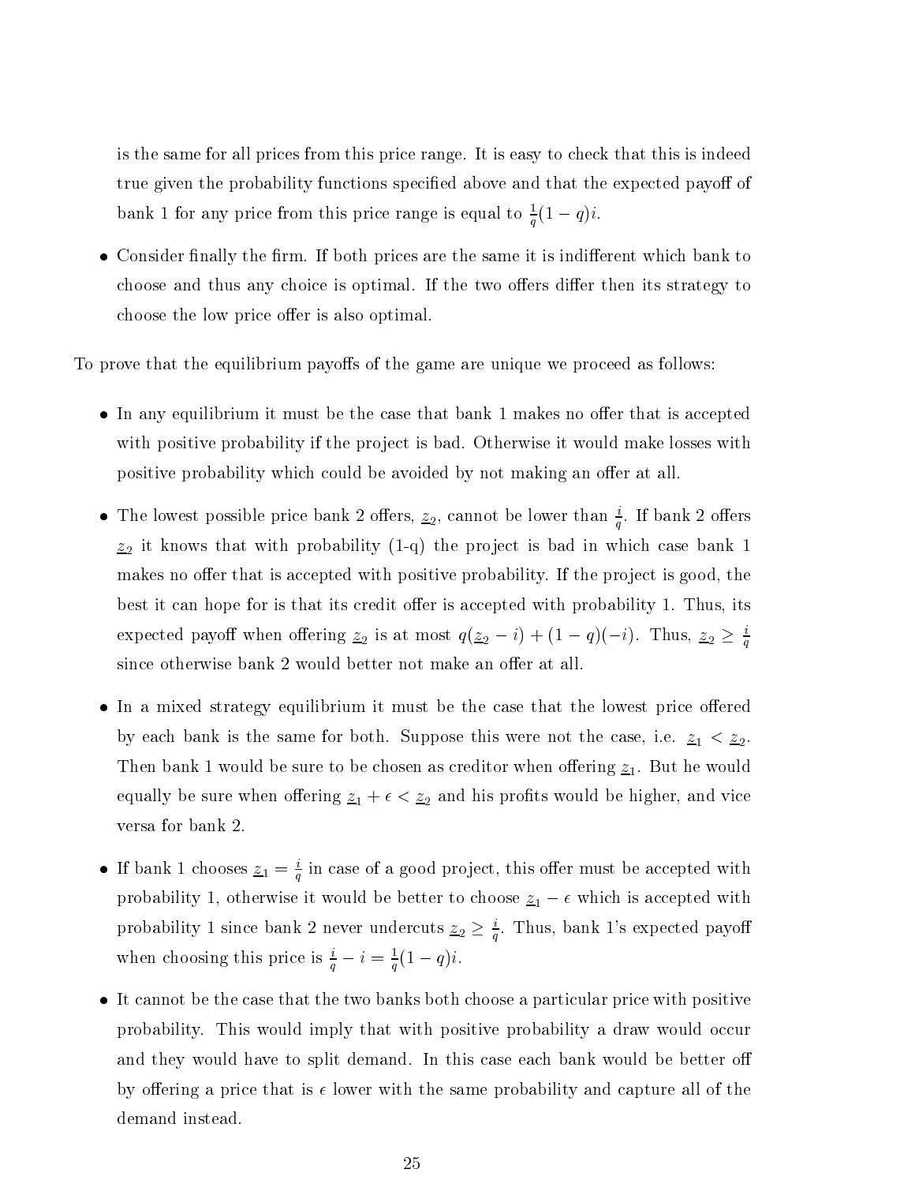is the same for all prices from this price range. It is easy to check that this is indeed true given the probability functions specified above and that the expected payoff of bank 1 for any price from this price range is equal to $\frac{1}{q}(1-q)i$.

- Consider finally the firm. If both prices are the same it is indifferent which bank to choose and thus any choice is optimal. If the two offers differ then its strategy to choose the low price offer is also optimal.

To prove that the equilibrium payoffs of the game are unique we proceed as follows:

- In any equilibrium it must be the case that bank 1 makes no offer that is accepted with positive probability if the project is bad. Otherwise it would make losses with positive probability which could be avoided by not making an offer at all.

- The lowest possible price bank 2 offers, $\underline{z}_2$, cannot be lower than $\frac{i}{q}$. If bank 2 offers $\underline{z}_2$ it knows that with probability (1-q) the project is bad in which case bank 1 makes no offer that is accepted with positive probability. If the project is good, the best it can hope for is that its credit offer is accepted with probability 1. Thus, its expected payoff when offering $\underline{z}_2$ is at most $q(\underline{z}_2 - i) + (1-q)(-i)$. Thus, $\underline{z}_2 \geq \frac{i}{q}$ since otherwise bank 2 would better not make an offer at all.

- In a mixed strategy equilibrium it must be the case that the lowest price offered by each bank is the same for both. Suppose this were not the case, i.e. $\underline{z}_1 < \underline{z}_2$. Then bank 1 would be sure to be chosen as creditor when offering $\underline{z}_1$. But he would equally be sure when offering $\underline{z}_1 + \epsilon < \underline{z}_2$ and his profits would be higher, and vice versa for bank 2.

- If bank 1 chooses $\underline{z}_1 = \frac{i}{q}$ in case of a good project, this offer must be accepted with probability 1, otherwise it would be better to choose $\underline{z}_1 - \epsilon$ which is accepted with probability 1 since bank 2 never undercuts $\underline{z}_2 \geq \frac{i}{q}$. Thus, bank 1's expected payoff when choosing this price is $\frac{i}{q} - i = \frac{1}{q}(1-q)i$.

- It cannot be the case that the two banks both choose a particular price with positive probability. This would imply that with positive probability a draw would occur and they would have to split demand. In this case each bank would be better off by offering a price that is $\epsilon$ lower with the same probability and capture all of the demand instead.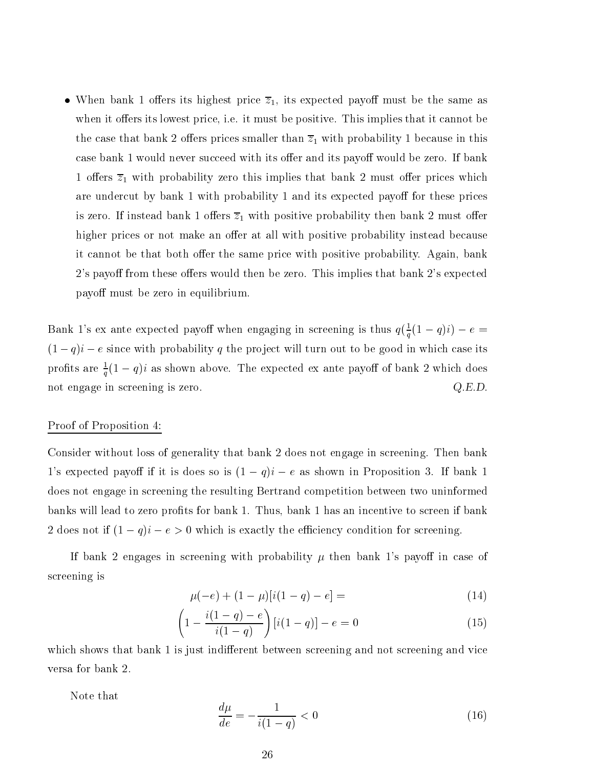- When bank 1 offers its highest price $\overline{z}_1$, its expected payoff must be the same as when it offers its lowest price, i.e. it must be positive. This implies that it cannot be the case that bank 2 offers prices smaller than $\overline{z}_1$ with probability 1 because in this case bank 1 would never succeed with its offer and its payoff would be zero. If bank 1 offers $\overline{z}_1$ with probability zero this implies that bank 2 must offer prices which are undercut by bank 1 with probability 1 and its expected payoff for these prices is zero. If instead bank 1 offers $\overline{z}_1$ with positive probability then bank 2 must offer higher prices or not make an offer at all with positive probability instead because it cannot be that both offer the same price with positive probability. Again, bank 2's payoff from these offers would then be zero. This implies that bank 2's expected payoff must be zero in equilibrium.

Bank 1's ex ante expected payoff when engaging in screening is thus $q(\frac{1}{q}(1-q)i) - e = (1-q)i - e$ since with probability $q$ the project will turn out to be good in which case its profits are $\frac{1}{q}(1-q)i$ as shown above. The expected ex ante payoff of bank 2 which does not engage in screening is zero. *Q.E.D.*

Proof of Proposition 4:

Consider without loss of generality that bank 2 does not engage in screening. Then bank 1's expected payoff if it is does so is $(1-q)i - e$ as shown in Proposition 3. If bank 1 does not engage in screening the resulting Bertrand competition between two uninformed banks will lead to zero profits for bank 1. Thus, bank 1 has an incentive to screen if bank 2 does not if $(1-q)i - e > 0$ which is exactly the efficiency condition for screening.

If bank 2 engages in screening with probability $\mu$ then bank 1's payoff in case of screening is

$$\mu(-e) + (1-\mu)[i(1-q) - e] = \tag{14}$$

$$\left(1 - \frac{i(1-q) - e}{i(1-q)}\right)[i(1-q)] - e = 0 \tag{15}$$

which shows that bank 1 is just indifferent between screening and not screening and vice versa for bank 2.

Note that

$$\frac{d\mu}{de} = -\frac{1}{i(1-q)} < 0 \tag{16}$$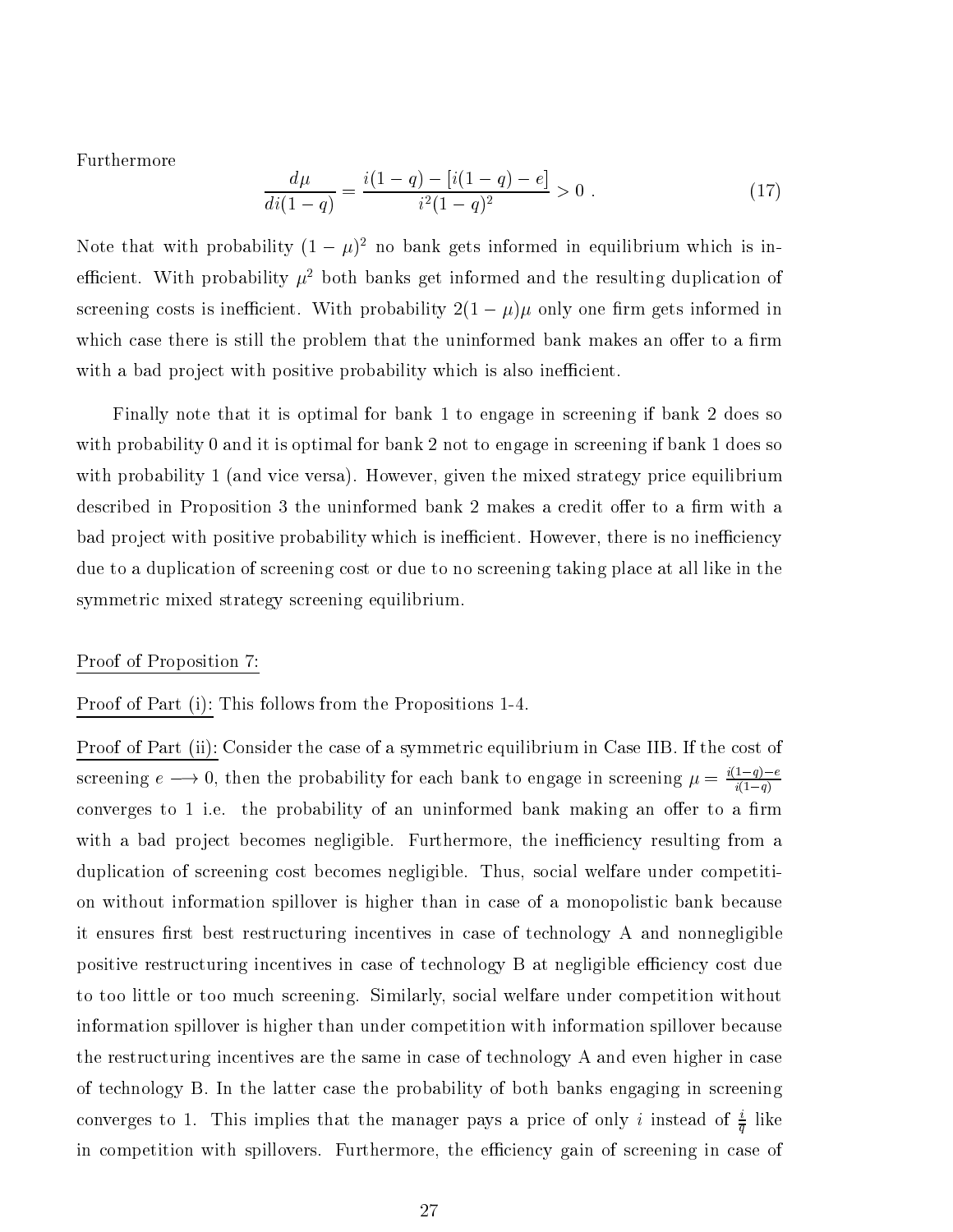Furthermore

$$\frac{d\mu}{di(1-q)} = \frac{i(1-q) - [i(1-q) - e]}{i^2(1-q)^2} > 0 \; . \tag{17}$$

Note that with probability $(1-\mu)^2$ no bank gets informed in equilibrium which is inefficient. With probability $\mu^2$ both banks get informed and the resulting duplication of screening costs is inefficient. With probability $2(1-\mu)\mu$ only one firm gets informed in which case there is still the problem that the uninformed bank makes an offer to a firm with a bad project with positive probability which is also inefficient.

Finally note that it is optimal for bank 1 to engage in screening if bank 2 does so with probability 0 and it is optimal for bank 2 not to engage in screening if bank 1 does so with probability 1 (and vice versa). However, given the mixed strategy price equilibrium described in Proposition 3 the uninformed bank 2 makes a credit offer to a firm with a bad project with positive probability which is inefficient. However, there is no inefficiency due to a duplication of screening cost or due to no screening taking place at all like in the symmetric mixed strategy screening equilibrium.

<u>Proof of Proposition 7:</u>

<u>Proof of Part (i):</u> This follows from the Propositions 1-4.

<u>Proof of Part (ii):</u> Consider the case of a symmetric equilibrium in Case IIB. If the cost of screening $e \longrightarrow 0$, then the probability for each bank to engage in screening $\mu = \frac{i(1-q)-e}{i(1-q)}$ converges to 1 i.e. the probability of an uninformed bank making an offer to a firm with a bad project becomes negligible. Furthermore, the inefficiency resulting from a duplication of screening cost becomes negligible. Thus, social welfare under competition without information spillover is higher than in case of a monopolistic bank because it ensures first best restructuring incentives in case of technology A and nonnegligible positive restructuring incentives in case of technology B at negligible efficiency cost due to too little or too much screening. Similarly, social welfare under competition without information spillover is higher than under competition with information spillover because the restructuring incentives are the same in case of technology A and even higher in case of technology B. In the latter case the probability of both banks engaging in screening converges to 1. This implies that the manager pays a price of only $i$ instead of $\frac{i}{q}$ like in competition with spillovers. Furthermore, the efficiency gain of screening in case of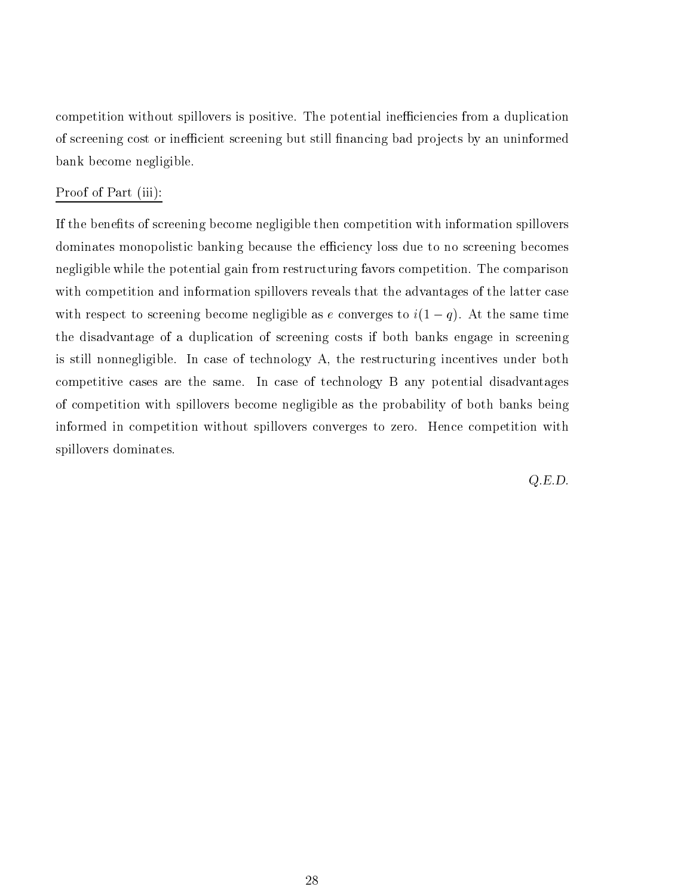competition without spillovers is positive. The potential inefficiencies from a duplication of screening cost or inefficient screening but still financing bad projects by an uninformed bank become negligible.

Proof of Part (iii):

If the benefits of screening become negligible then competition with information spillovers dominates monopolistic banking because the efficiency loss due to no screening becomes negligible while the potential gain from restructuring favors competition. The comparison with competition and information spillovers reveals that the advantages of the latter case with respect to screening become negligible as $e$ converges to $i(1-q)$. At the same time the disadvantage of a duplication of screening costs if both banks engage in screening is still nonnegligible. In case of technology A, the restructuring incentives under both competitive cases are the same. In case of technology B any potential disadvantages of competition with spillovers become negligible as the probability of both banks being informed in competition without spillovers converges to zero. Hence competition with spillovers dominates.

*Q.E.D.*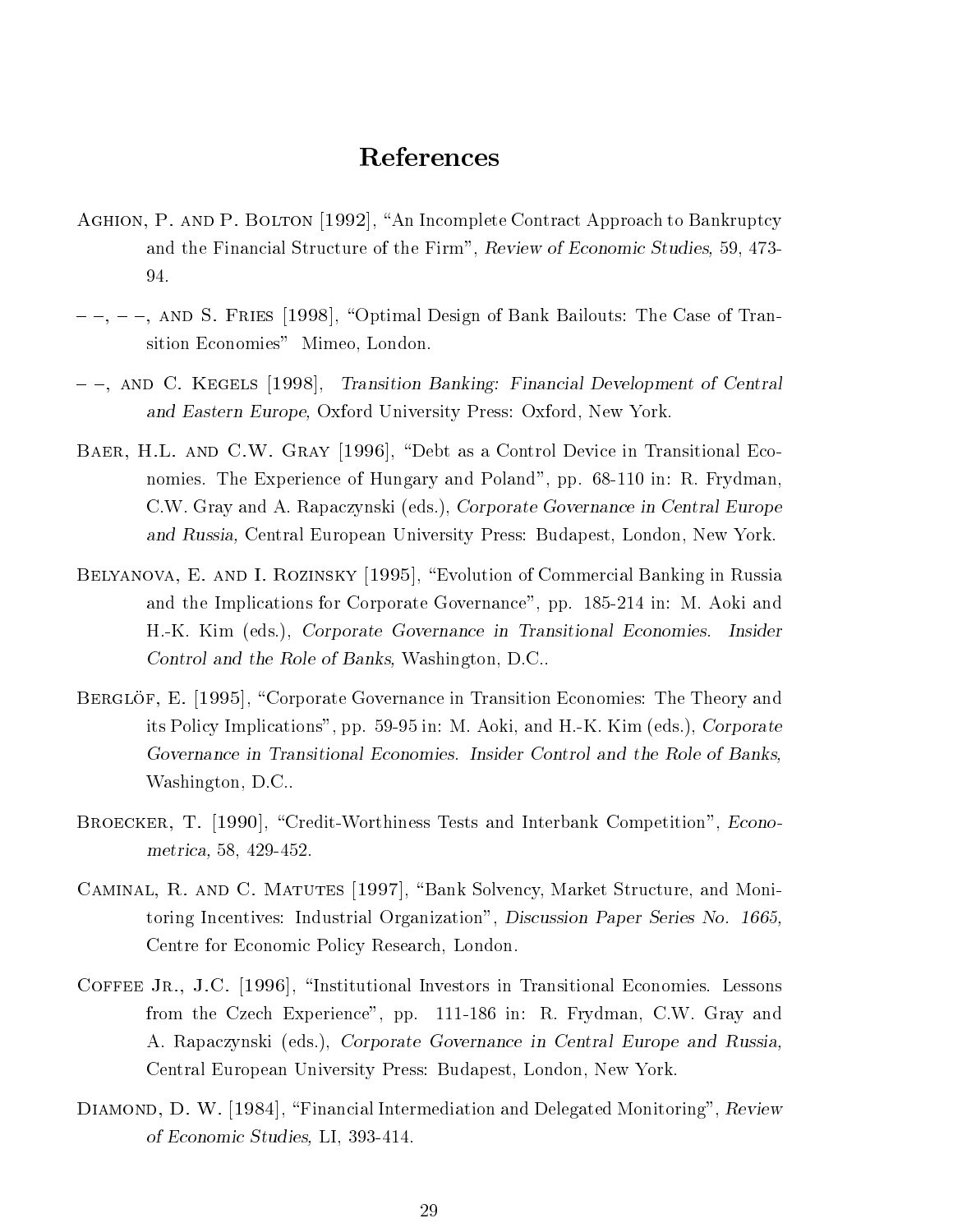# References

Aghion, P. and P. Bolton [1992], "An Incomplete Contract Approach to Bankruptcy and the Financial Structure of the Firm", *Review of Economic Studies*, 59, 473-94.

– –, – –, and S. Fries [1998], "Optimal Design of Bank Bailouts: The Case of Transition Economies" Mimeo, London.

– –, and C. Kegels [1998], *Transition Banking: Financial Development of Central and Eastern Europe*, Oxford University Press: Oxford, New York.

Baer, H.L. and C.W. Gray [1996], "Debt as a Control Device in Transitional Economies. The Experience of Hungary and Poland", pp. 68-110 in: R. Frydman, C.W. Gray and A. Rapaczynski (eds.), *Corporate Governance in Central Europe and Russia,* Central European University Press: Budapest, London, New York.

Belyanova, E. and I. Rozinsky [1995], "Evolution of Commercial Banking in Russia and the Implications for Corporate Governance", pp. 185-214 in: M. Aoki and H.-K. Kim (eds.), *Corporate Governance in Transitional Economies. Insider Control and the Role of Banks,* Washington, D.C..

Berglöf, E. [1995], "Corporate Governance in Transition Economies: The Theory and its Policy Implications", pp. 59-95 in: M. Aoki, and H.-K. Kim (eds.), *Corporate Governance in Transitional Economies. Insider Control and the Role of Banks,* Washington, D.C..

Broecker, T. [1990], "Credit-Worthiness Tests and Interbank Competition", *Econometrica,* 58, 429-452.

Caminal, R. and C. Matutes [1997], "Bank Solvency, Market Structure, and Monitoring Incentives: Industrial Organization", *Discussion Paper Series No. 1665,* Centre for Economic Policy Research, London.

Coffee Jr., J.C. [1996], "Institutional Investors in Transitional Economies. Lessons from the Czech Experience", pp. 111-186 in: R. Frydman, C.W. Gray and A. Rapaczynski (eds.), *Corporate Governance in Central Europe and Russia,* Central European University Press: Budapest, London, New York.

Diamond, D. W. [1984], "Financial Intermediation and Delegated Monitoring", *Review of Economic Studies,* LI, 393-414.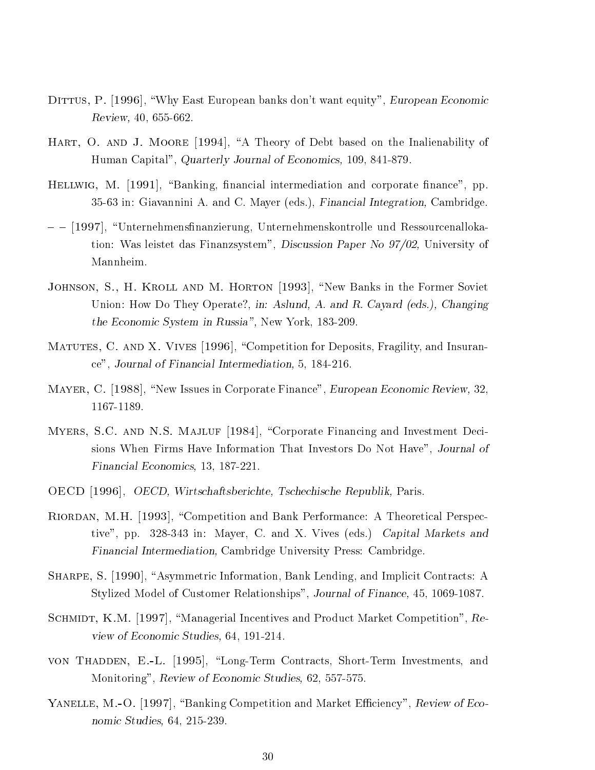Dittus, P. [1996], "Why East European banks don't want equity", *European Economic Review,* 40, 655-662.

Hart, O. and J. Moore [1994], "A Theory of Debt based on the Inalienability of Human Capital", *Quarterly Journal of Economics,* 109, 841-879.

Hellwig, M. [1991], "Banking, financial intermediation and corporate finance", pp. 35-63 in: Giavannini A. and C. Mayer (eds.), *Financial Integration,* Cambridge.

– – [1997], "Unternehmensfinanzierung, Unternehmenskontrolle und Ressourcenallokation: Was leistet das Finanzsystem", *Discussion Paper No 97/02,* University of Mannheim.

Johnson, S., H. Kroll and M. Horton [1993], "New Banks in the Former Soviet Union: How Do They Operate?, *in: Aslund, A. and R. Cayard (eds.), Changing the Economic System in Russia",* New York, 183-209.

Matutes, C. and X. Vives [1996], "Competition for Deposits, Fragility, and Insurance", *Journal of Financial Intermediation,* 5, 184-216.

Mayer, C. [1988], "New Issues in Corporate Finance", *European Economic Review,* 32, 1167-1189.

Myers, S.C. and N.S. Majluf [1984], "Corporate Financing and Investment Decisions When Firms Have Information That Investors Do Not Have", *Journal of Financial Economics,* 13, 187-221.

OECD [1996], *OECD, Wirtschaftsberichte, Tschechische Republik,* Paris.

Riordan, M.H. [1993], "Competition and Bank Performance: A Theoretical Perspective", pp. 328-343 in: Mayer, C. and X. Vives (eds.) *Capital Markets and Financial Intermediation,* Cambridge University Press: Cambridge.

Sharpe, S. [1990], "Asymmetric Information, Bank Lending, and Implicit Contracts: A Stylized Model of Customer Relationships", *Journal of Finance,* 45, 1069-1087.

Schmidt, K.M. [1997], "Managerial Incentives and Product Market Competition", *Review of Economic Studies,* 64, 191-214.

von Thadden, E.-L. [1995], "Long-Term Contracts, Short-Term Investments, and Monitoring", *Review of Economic Studies,* 62, 557-575.

Yanelle, M.-O. [1997], "Banking Competition and Market Efficiency", *Review of Economic Studies,* 64, 215-239.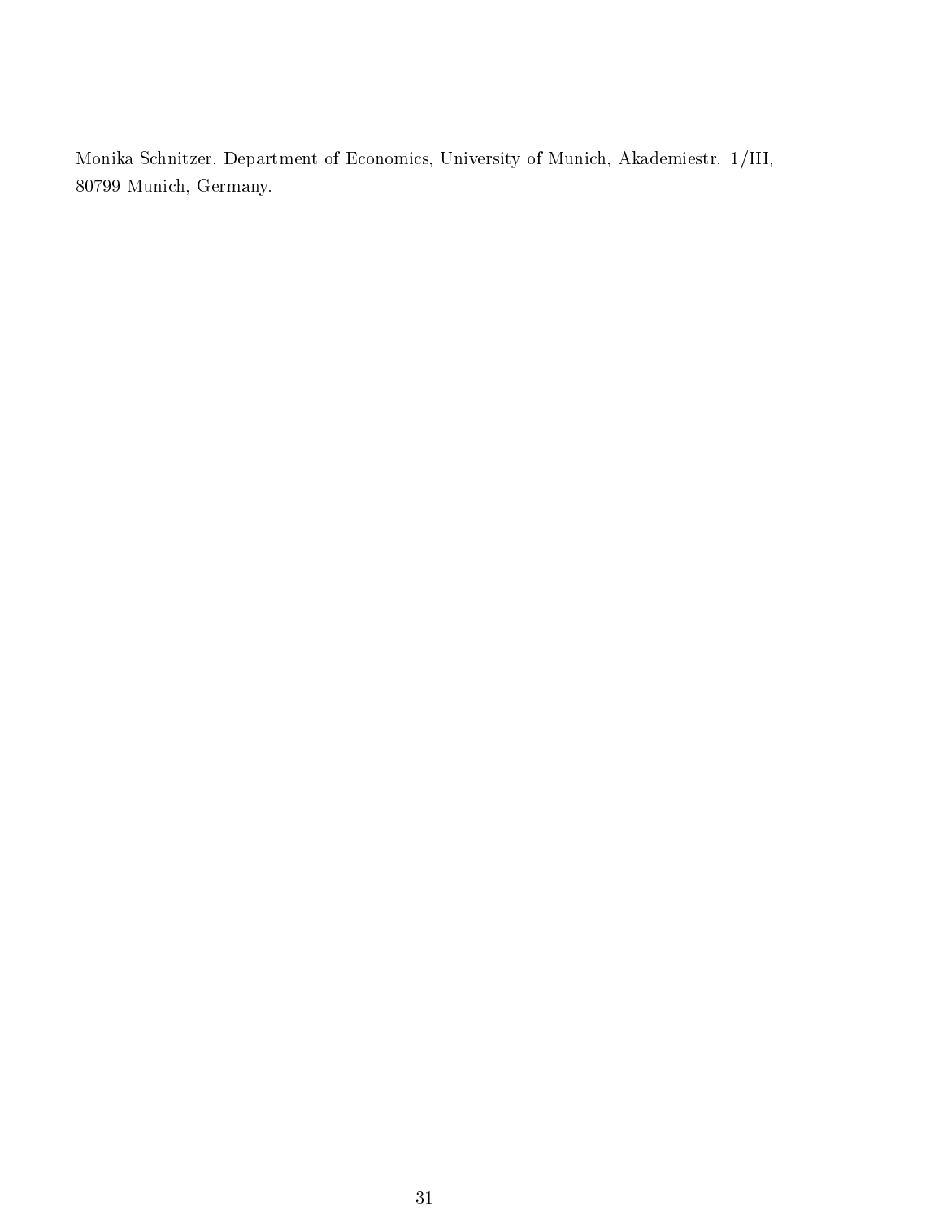Monika Schnitzer, Department of Economics, University of Munich, Akademiestr. 1/III, 80799 Munich, Germany.